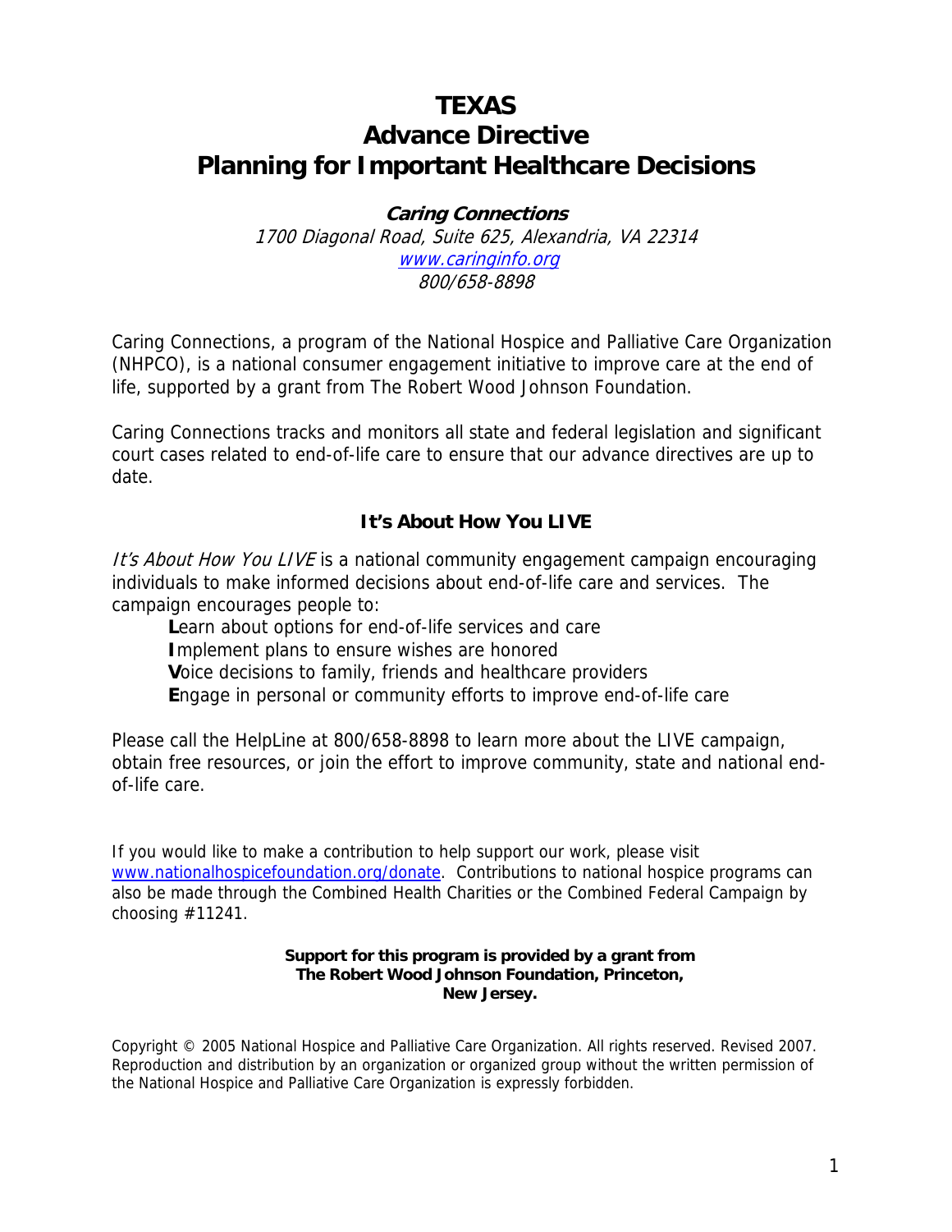# TEXAS
# Advance Directive
# Planning for Important Healthcare Decisions

***Caring Connections***

*1700 Diagonal Road, Suite 625, Alexandria, VA 22314*
*[www.caringinfo.org](www.caringinfo.org)*
*800/658-8898*

Caring Connections, a program of the National Hospice and Palliative Care Organization (NHPCO), is a national consumer engagement initiative to improve care at the end of life, supported by a grant from The Robert Wood Johnson Foundation.

Caring Connections tracks and monitors all state and federal legislation and significant court cases related to end-of-life care to ensure that our advance directives are up to date.

## It's About How You LIVE

*It's About How You LIVE* is a national community engagement campaign encouraging individuals to make informed decisions about end-of-life care and services. The campaign encourages people to:

- **L**earn about options for end-of-life services and care
- **I**mplement plans to ensure wishes are honored
- **V**oice decisions to family, friends and healthcare providers
- **E**ngage in personal or community efforts to improve end-of-life care

Please call the HelpLine at 800/658-8898 to learn more about the LIVE campaign, obtain free resources, or join the effort to improve community, state and national end-of-life care.

If you would like to make a contribution to help support our work, please visit [www.nationalhospicefoundation.org/donate](www.nationalhospicefoundation.org/donate). Contributions to national hospice programs can also be made through the Combined Health Charities or the Combined Federal Campaign by choosing #11241.

**Support for this program is provided by a grant from The Robert Wood Johnson Foundation, Princeton, New Jersey.**

Copyright © 2005 National Hospice and Palliative Care Organization. All rights reserved. Revised 2007. Reproduction and distribution by an organization or organized group without the written permission of the National Hospice and Palliative Care Organization is expressly forbidden.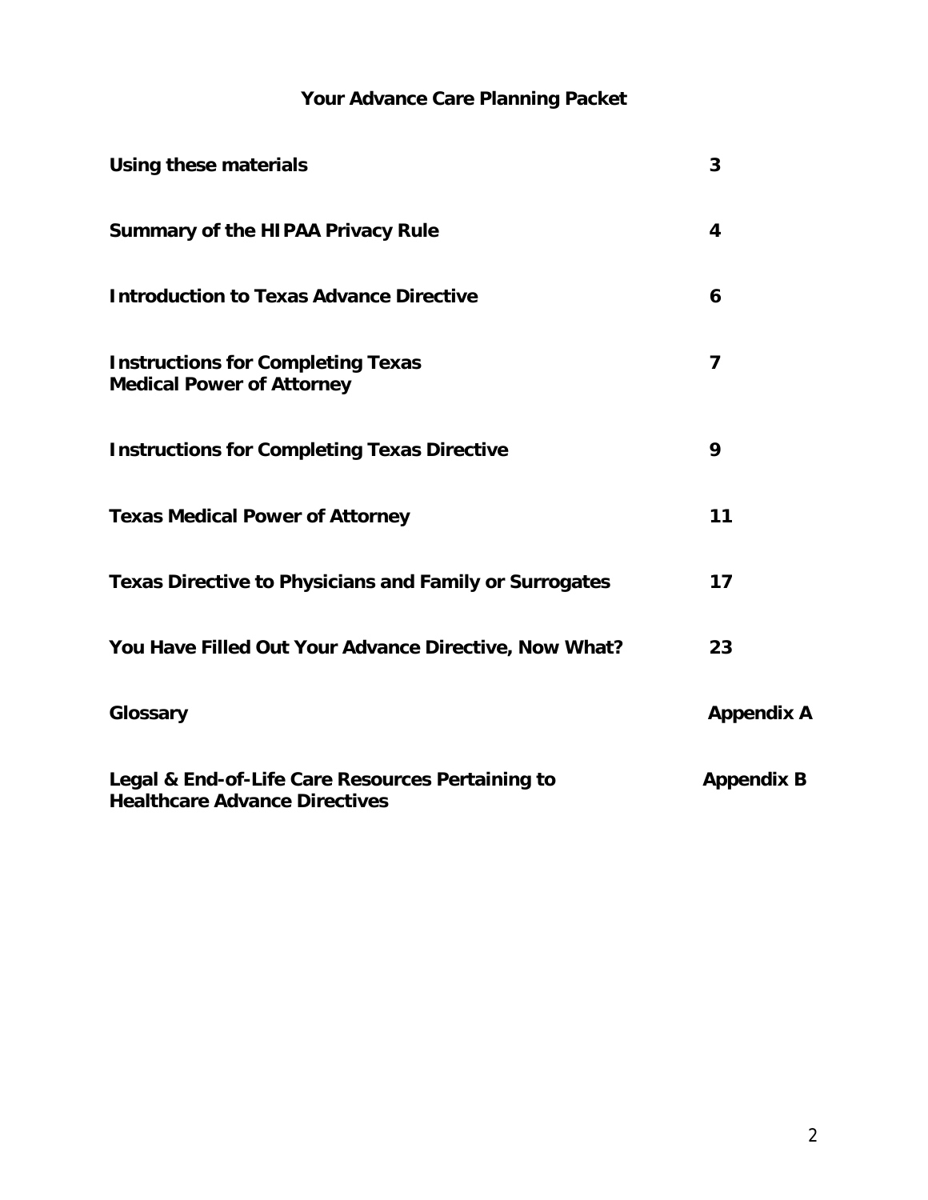# Your Advance Care Planning Packet

| | |
|---|---|
| **Using these materials** | **3** |
| **Summary of the HIPAA Privacy Rule** | **4** |
| **Introduction to Texas Advance Directive** | **6** |
| **Instructions for Completing Texas Medical Power of Attorney** | **7** |
| **Instructions for Completing Texas Directive** | **9** |
| **Texas Medical Power of Attorney** | **11** |
| **Texas Directive to Physicians and Family or Surrogates** | **17** |
| **You Have Filled Out Your Advance Directive, Now What?** | **23** |
| **Glossary** | **Appendix A** |
| **Legal & End-of-Life Care Resources Pertaining to Healthcare Advance Directives** | **Appendix B** |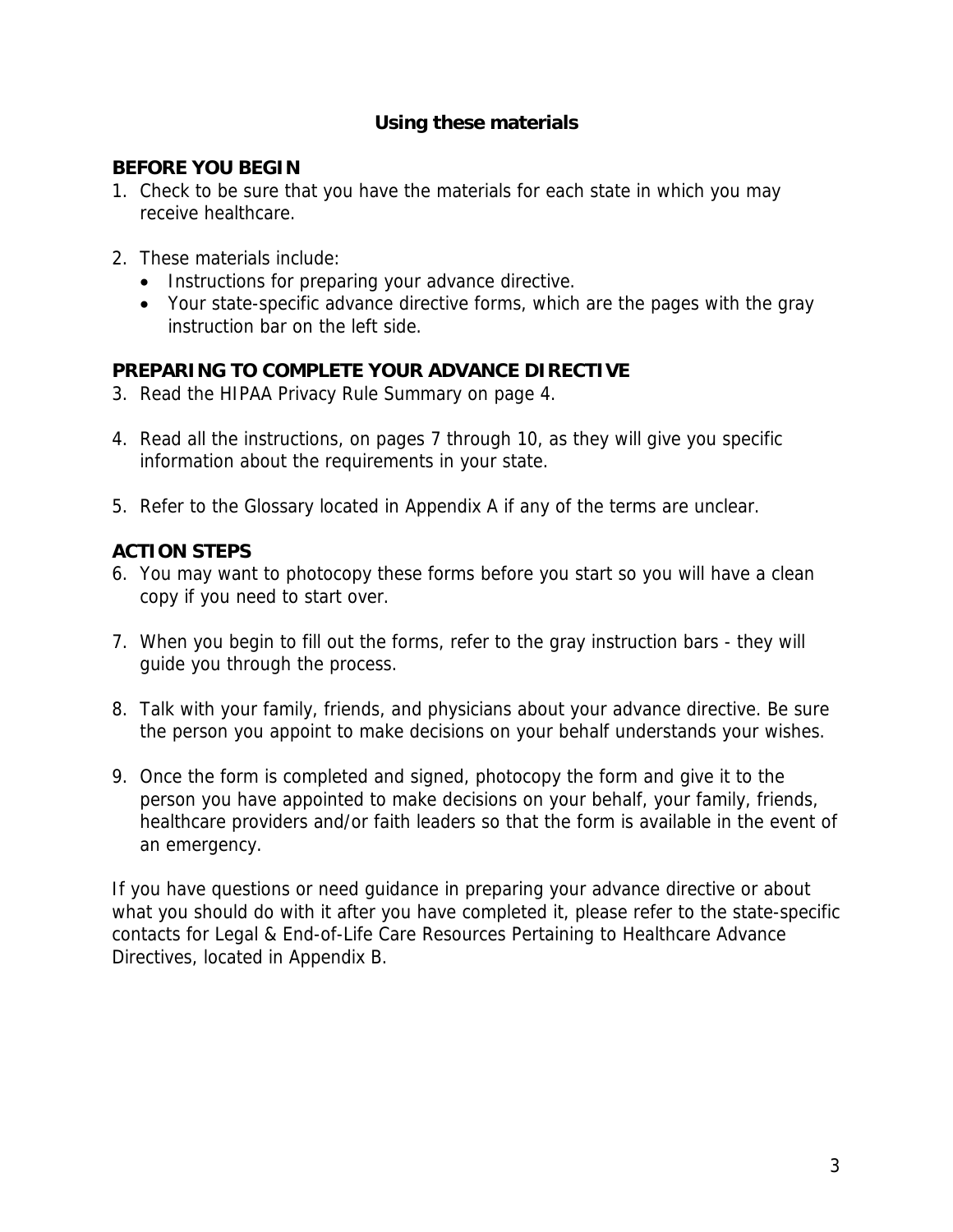# Using these materials

## BEFORE YOU BEGIN

1. Check to be sure that you have the materials for each state in which you may receive healthcare.

2. These materials include:
   - Instructions for preparing your advance directive.
   - Your state-specific advance directive forms, which are the pages with the gray instruction bar on the left side.

## PREPARING TO COMPLETE YOUR ADVANCE DIRECTIVE

3. Read the HIPAA Privacy Rule Summary on page 4.

4. Read all the instructions, on pages 7 through 10, as they will give you specific information about the requirements in your state.

5. Refer to the Glossary located in Appendix A if any of the terms are unclear.

## ACTION STEPS

6. You may want to photocopy these forms before you start so you will have a clean copy if you need to start over.

7. When you begin to fill out the forms, refer to the gray instruction bars - they will guide you through the process.

8. Talk with your family, friends, and physicians about your advance directive. Be sure the person you appoint to make decisions on your behalf understands your wishes.

9. Once the form is completed and signed, photocopy the form and give it to the person you have appointed to make decisions on your behalf, your family, friends, healthcare providers and/or faith leaders so that the form is available in the event of an emergency.

If you have questions or need guidance in preparing your advance directive or about what you should do with it after you have completed it, please refer to the state-specific contacts for Legal & End-of-Life Care Resources Pertaining to Healthcare Advance Directives, located in Appendix B.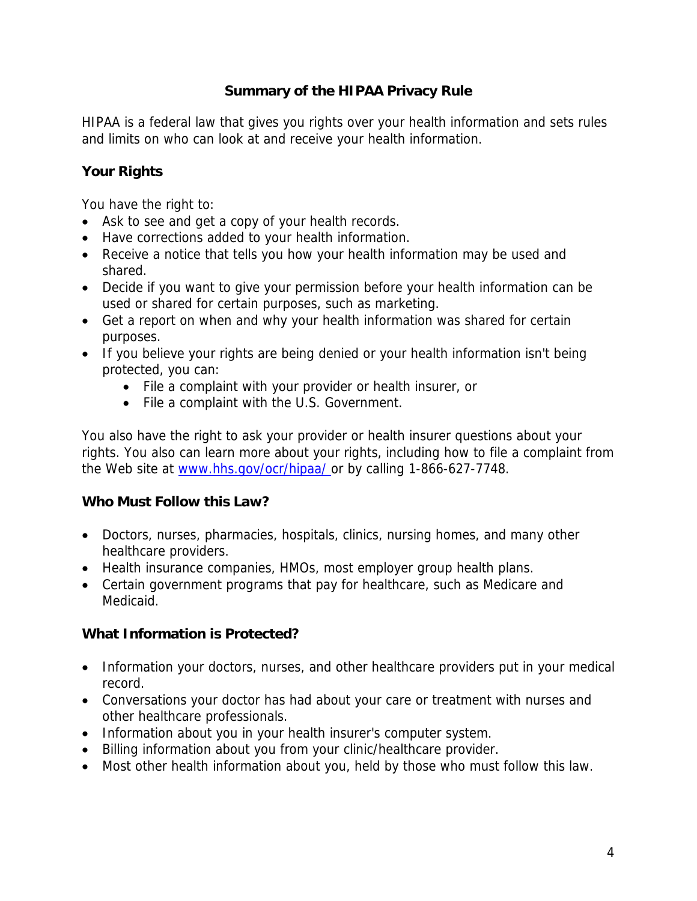# Summary of the HIPAA Privacy Rule

HIPAA is a federal law that gives you rights over your health information and sets rules and limits on who can look at and receive your health information.

## Your Rights

You have the right to:

- Ask to see and get a copy of your health records.
- Have corrections added to your health information.
- Receive a notice that tells you how your health information may be used and shared.
- Decide if you want to give your permission before your health information can be used or shared for certain purposes, such as marketing.
- Get a report on when and why your health information was shared for certain purposes.
- If you believe your rights are being denied or your health information isn't being protected, you can:
    - File a complaint with your provider or health insurer, or
    - File a complaint with the U.S. Government.

You also have the right to ask your provider or health insurer questions about your rights. You also can learn more about your rights, including how to file a complaint from the Web site at [www.hhs.gov/ocr/hipaa/](http://www.hhs.gov/ocr/hipaa/) or by calling 1-866-627-7748.

## Who Must Follow this Law?

- Doctors, nurses, pharmacies, hospitals, clinics, nursing homes, and many other healthcare providers.
- Health insurance companies, HMOs, most employer group health plans.
- Certain government programs that pay for healthcare, such as Medicare and Medicaid.

## What Information is Protected?

- Information your doctors, nurses, and other healthcare providers put in your medical record.
- Conversations your doctor has had about your care or treatment with nurses and other healthcare professionals.
- Information about you in your health insurer's computer system.
- Billing information about you from your clinic/healthcare provider.
- Most other health information about you, held by those who must follow this law.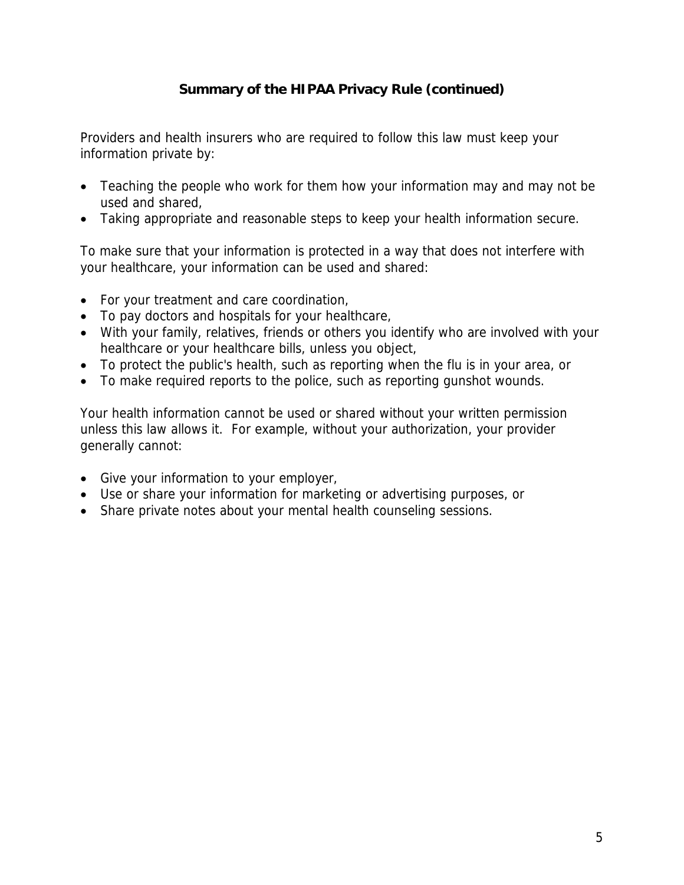## Summary of the HIPAA Privacy Rule (continued)

Providers and health insurers who are required to follow this law must keep your information private by:

- Teaching the people who work for them how your information may and may not be used and shared,
- Taking appropriate and reasonable steps to keep your health information secure.

To make sure that your information is protected in a way that does not interfere with your healthcare, your information can be used and shared:

- For your treatment and care coordination,
- To pay doctors and hospitals for your healthcare,
- With your family, relatives, friends or others you identify who are involved with your healthcare or your healthcare bills, unless you object,
- To protect the public's health, such as reporting when the flu is in your area, or
- To make required reports to the police, such as reporting gunshot wounds.

Your health information cannot be used or shared without your written permission unless this law allows it. For example, without your authorization, your provider generally cannot:

- Give your information to your employer,
- Use or share your information for marketing or advertising purposes, or
- Share private notes about your mental health counseling sessions.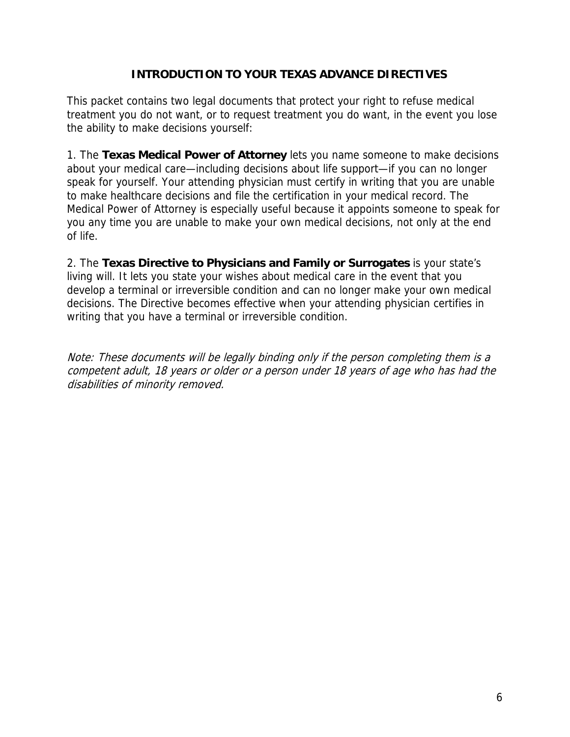## INTRODUCTION TO YOUR TEXAS ADVANCE DIRECTIVES

This packet contains two legal documents that protect your right to refuse medical treatment you do not want, or to request treatment you do want, in the event you lose the ability to make decisions yourself:

1. The **Texas Medical Power of Attorney** lets you name someone to make decisions about your medical care—including decisions about life support—if you can no longer speak for yourself. Your attending physician must certify in writing that you are unable to make healthcare decisions and file the certification in your medical record. The Medical Power of Attorney is especially useful because it appoints someone to speak for you any time you are unable to make your own medical decisions, not only at the end of life.

2. The **Texas Directive to Physicians and Family or Surrogates** is your state's living will. It lets you state your wishes about medical care in the event that you develop a terminal or irreversible condition and can no longer make your own medical decisions. The Directive becomes effective when your attending physician certifies in writing that you have a terminal or irreversible condition.

*Note: These documents will be legally binding only if the person completing them is a competent adult, 18 years or older or a person under 18 years of age who has had the disabilities of minority removed.*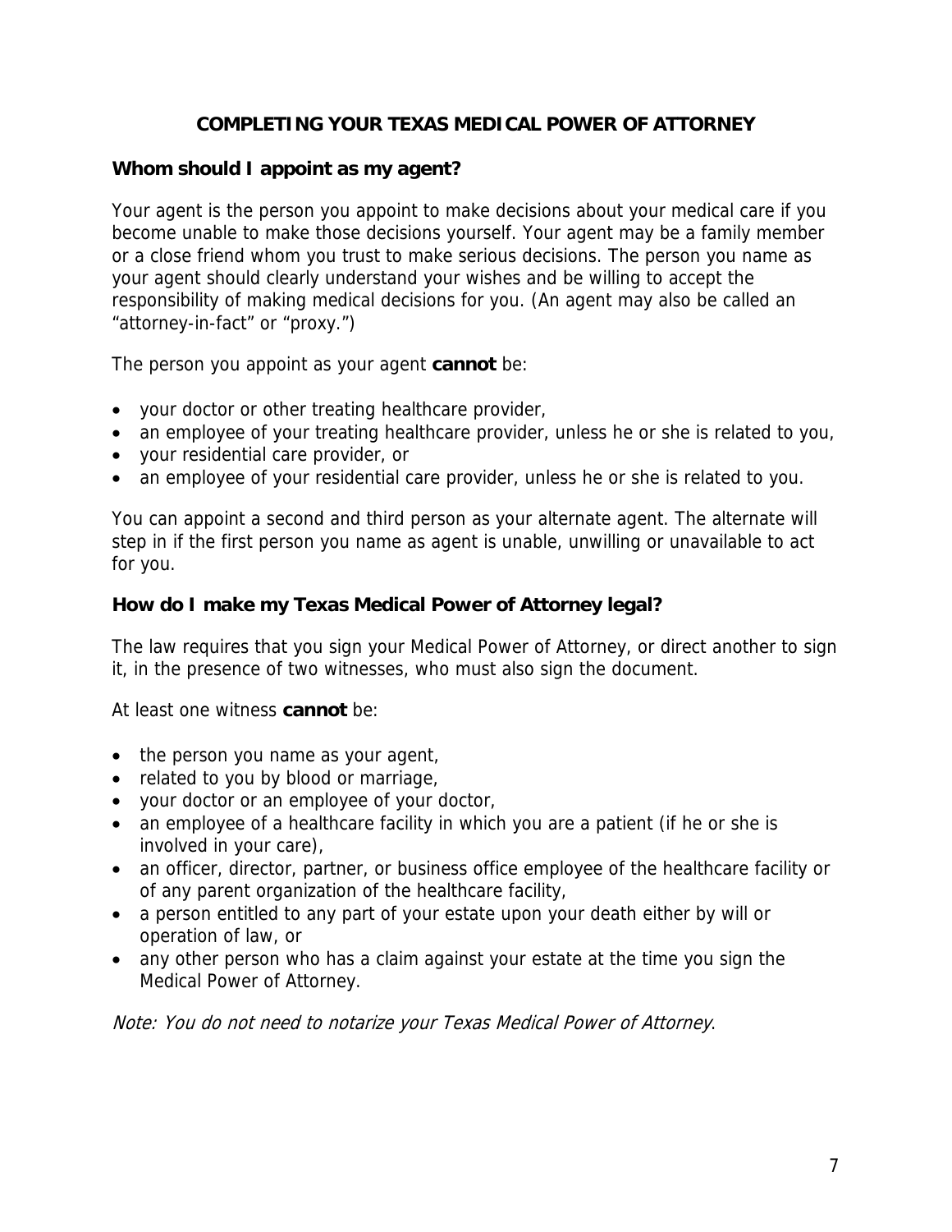# COMPLETING YOUR TEXAS MEDICAL POWER OF ATTORNEY

## Whom should I appoint as my agent?

Your agent is the person you appoint to make decisions about your medical care if you become unable to make those decisions yourself. Your agent may be a family member or a close friend whom you trust to make serious decisions. The person you name as your agent should clearly understand your wishes and be willing to accept the responsibility of making medical decisions for you. (An agent may also be called an "attorney-in-fact" or "proxy.")

The person you appoint as your agent **cannot** be:

- your doctor or other treating healthcare provider,
- an employee of your treating healthcare provider, unless he or she is related to you,
- your residential care provider, or
- an employee of your residential care provider, unless he or she is related to you.

You can appoint a second and third person as your alternate agent. The alternate will step in if the first person you name as agent is unable, unwilling or unavailable to act for you.

## How do I make my Texas Medical Power of Attorney legal?

The law requires that you sign your Medical Power of Attorney, or direct another to sign it, in the presence of two witnesses, who must also sign the document.

At least one witness **cannot** be:

- the person you name as your agent,
- related to you by blood or marriage,
- your doctor or an employee of your doctor,
- an employee of a healthcare facility in which you are a patient (if he or she is involved in your care),
- an officer, director, partner, or business office employee of the healthcare facility or of any parent organization of the healthcare facility,
- a person entitled to any part of your estate upon your death either by will or operation of law, or
- any other person who has a claim against your estate at the time you sign the Medical Power of Attorney.

*Note: You do not need to notarize your Texas Medical Power of Attorney.*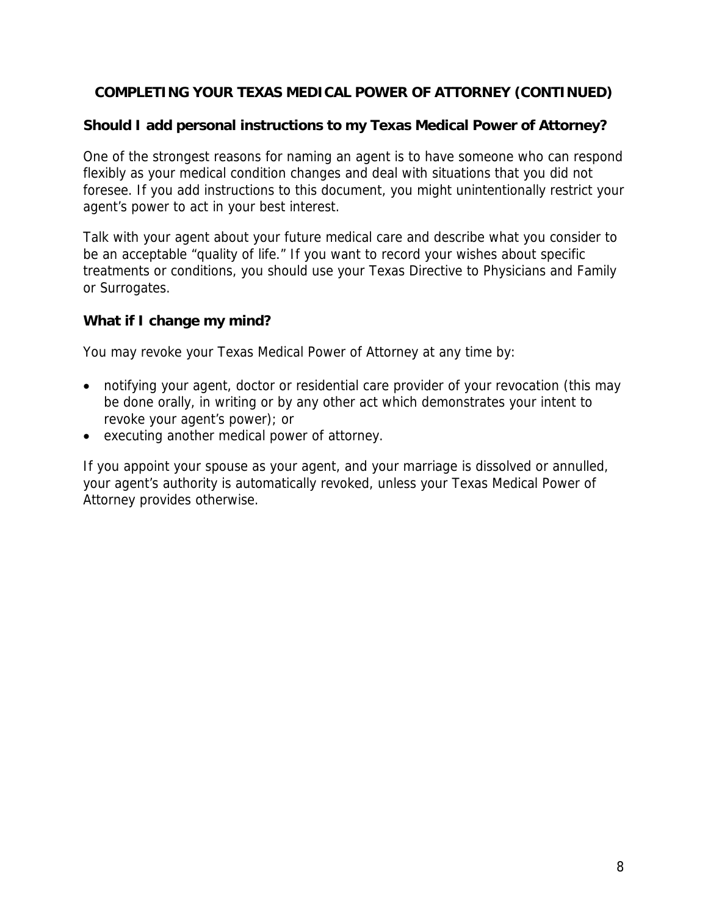## COMPLETING YOUR TEXAS MEDICAL POWER OF ATTORNEY (CONTINUED)

### Should I add personal instructions to my Texas Medical Power of Attorney?

One of the strongest reasons for naming an agent is to have someone who can respond flexibly as your medical condition changes and deal with situations that you did not foresee. If you add instructions to this document, you might unintentionally restrict your agent's power to act in your best interest.

Talk with your agent about your future medical care and describe what you consider to be an acceptable "quality of life." If you want to record your wishes about specific treatments or conditions, you should use your Texas Directive to Physicians and Family or Surrogates.

### What if I change my mind?

You may revoke your Texas Medical Power of Attorney at any time by:

- notifying your agent, doctor or residential care provider of your revocation (this may be done orally, in writing or by any other act which demonstrates your intent to revoke your agent's power); or
- executing another medical power of attorney.

If you appoint your spouse as your agent, and your marriage is dissolved or annulled, your agent's authority is automatically revoked, unless your Texas Medical Power of Attorney provides otherwise.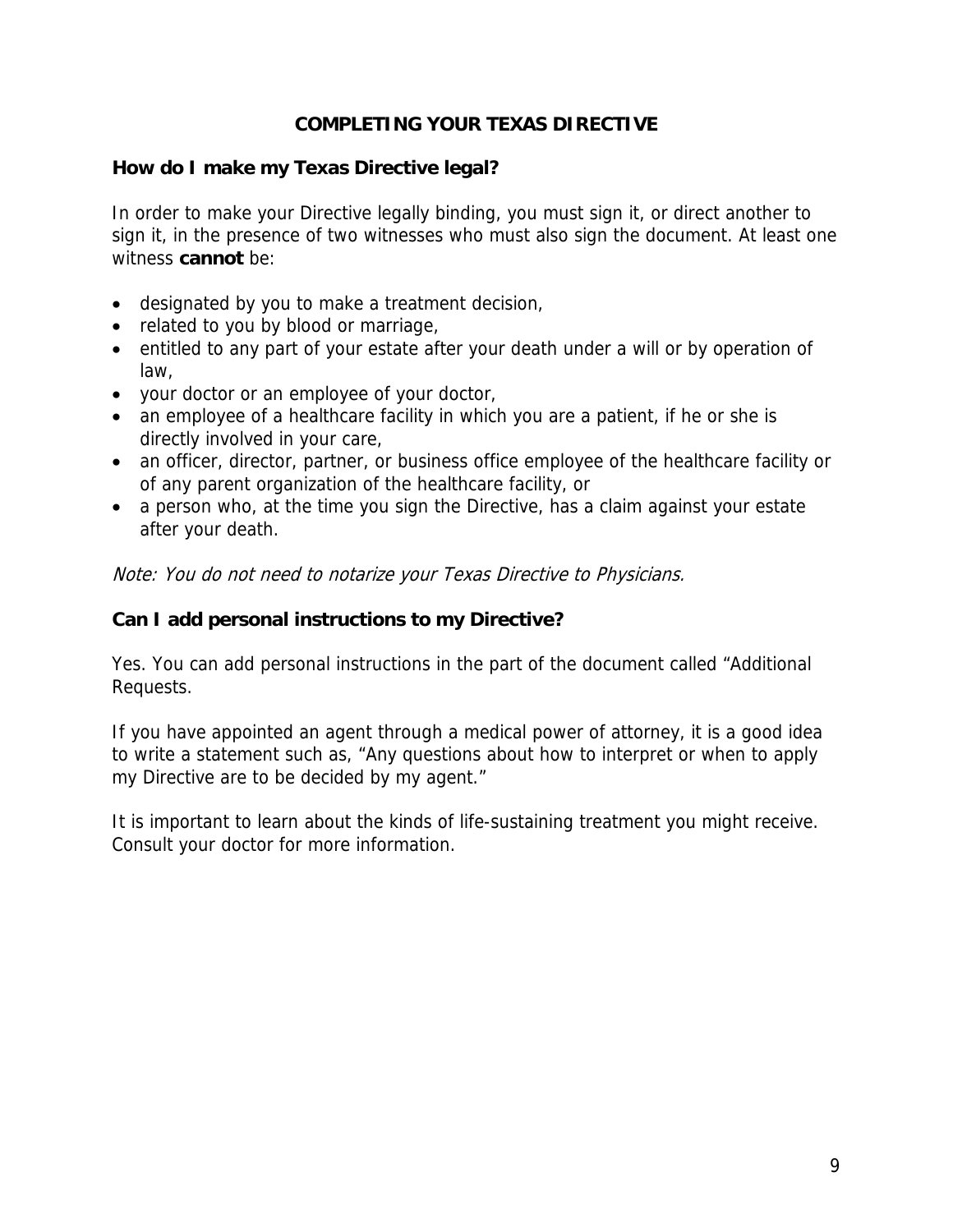# COMPLETING YOUR TEXAS DIRECTIVE

## How do I make my Texas Directive legal?

In order to make your Directive legally binding, you must sign it, or direct another to sign it, in the presence of two witnesses who must also sign the document. At least one witness **cannot** be:

- designated by you to make a treatment decision,
- related to you by blood or marriage,
- entitled to any part of your estate after your death under a will or by operation of law,
- your doctor or an employee of your doctor,
- an employee of a healthcare facility in which you are a patient, if he or she is directly involved in your care,
- an officer, director, partner, or business office employee of the healthcare facility or of any parent organization of the healthcare facility, or
- a person who, at the time you sign the Directive, has a claim against your estate after your death.

*Note: You do not need to notarize your Texas Directive to Physicians.*

## Can I add personal instructions to my Directive?

Yes. You can add personal instructions in the part of the document called "Additional Requests.

If you have appointed an agent through a medical power of attorney, it is a good idea to write a statement such as, "Any questions about how to interpret or when to apply my Directive are to be decided by my agent."

It is important to learn about the kinds of life-sustaining treatment you might receive. Consult your doctor for more information.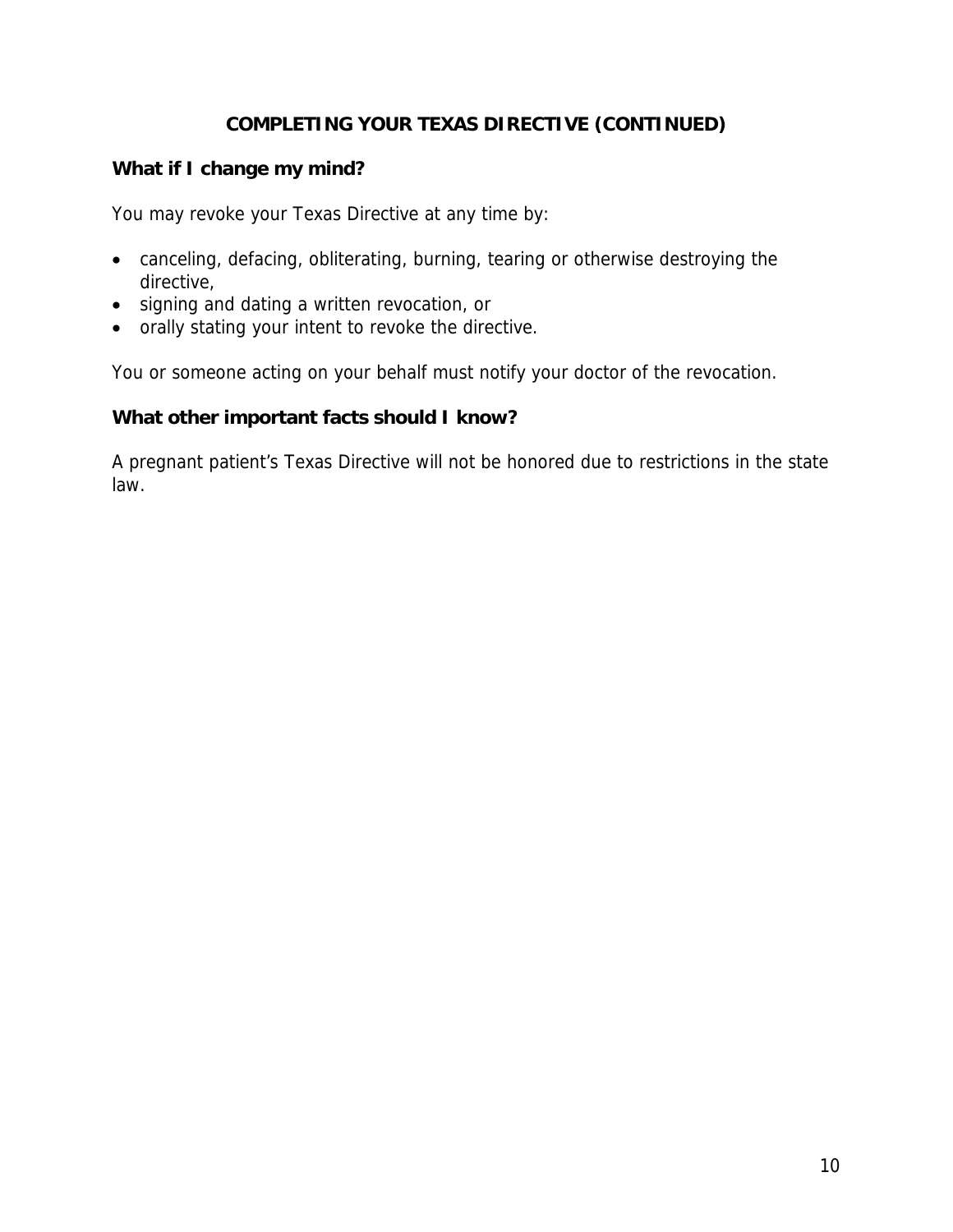## COMPLETING YOUR TEXAS DIRECTIVE (CONTINUED)

### What if I change my mind?

You may revoke your Texas Directive at any time by:

- canceling, defacing, obliterating, burning, tearing or otherwise destroying the directive,
- signing and dating a written revocation, or
- orally stating your intent to revoke the directive.

You or someone acting on your behalf must notify your doctor of the revocation.

### What other important facts should I know?

A pregnant patient's Texas Directive will not be honored due to restrictions in the state law.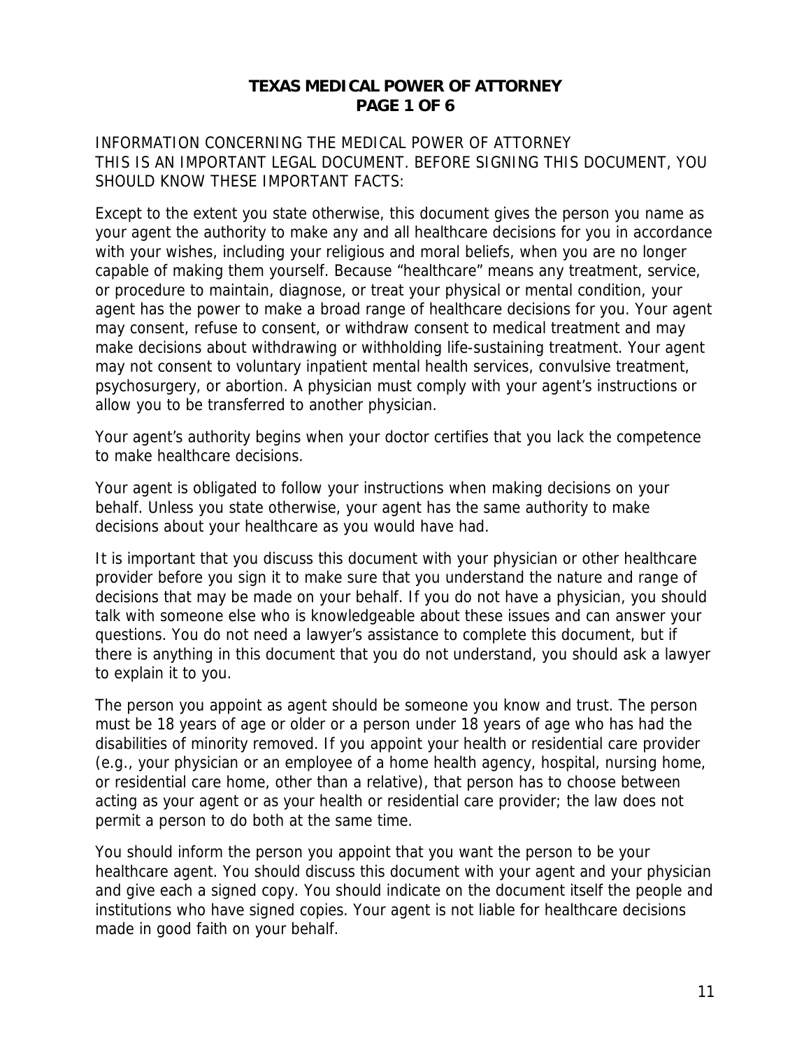# TEXAS MEDICAL POWER OF ATTORNEY

INFORMATION CONCERNING THE MEDICAL POWER OF ATTORNEY
THIS IS AN IMPORTANT LEGAL DOCUMENT. BEFORE SIGNING THIS DOCUMENT, YOU SHOULD KNOW THESE IMPORTANT FACTS:

Except to the extent you state otherwise, this document gives the person you name as your agent the authority to make any and all healthcare decisions for you in accordance with your wishes, including your religious and moral beliefs, when you are no longer capable of making them yourself. Because "healthcare" means any treatment, service, or procedure to maintain, diagnose, or treat your physical or mental condition, your agent has the power to make a broad range of healthcare decisions for you. Your agent may consent, refuse to consent, or withdraw consent to medical treatment and may make decisions about withdrawing or withholding life-sustaining treatment. Your agent may not consent to voluntary inpatient mental health services, convulsive treatment, psychosurgery, or abortion. A physician must comply with your agent's instructions or allow you to be transferred to another physician.

Your agent's authority begins when your doctor certifies that you lack the competence to make healthcare decisions.

Your agent is obligated to follow your instructions when making decisions on your behalf. Unless you state otherwise, your agent has the same authority to make decisions about your healthcare as you would have had.

It is important that you discuss this document with your physician or other healthcare provider before you sign it to make sure that you understand the nature and range of decisions that may be made on your behalf. If you do not have a physician, you should talk with someone else who is knowledgeable about these issues and can answer your questions. You do not need a lawyer's assistance to complete this document, but if there is anything in this document that you do not understand, you should ask a lawyer to explain it to you.

The person you appoint as agent should be someone you know and trust. The person must be 18 years of age or older or a person under 18 years of age who has had the disabilities of minority removed. If you appoint your health or residential care provider (e.g., your physician or an employee of a home health agency, hospital, nursing home, or residential care home, other than a relative), that person has to choose between acting as your agent or as your health or residential care provider; the law does not permit a person to do both at the same time.

You should inform the person you appoint that you want the person to be your healthcare agent. You should discuss this document with your agent and your physician and give each a signed copy. You should indicate on the document itself the people and institutions who have signed copies. Your agent is not liable for healthcare decisions made in good faith on your behalf.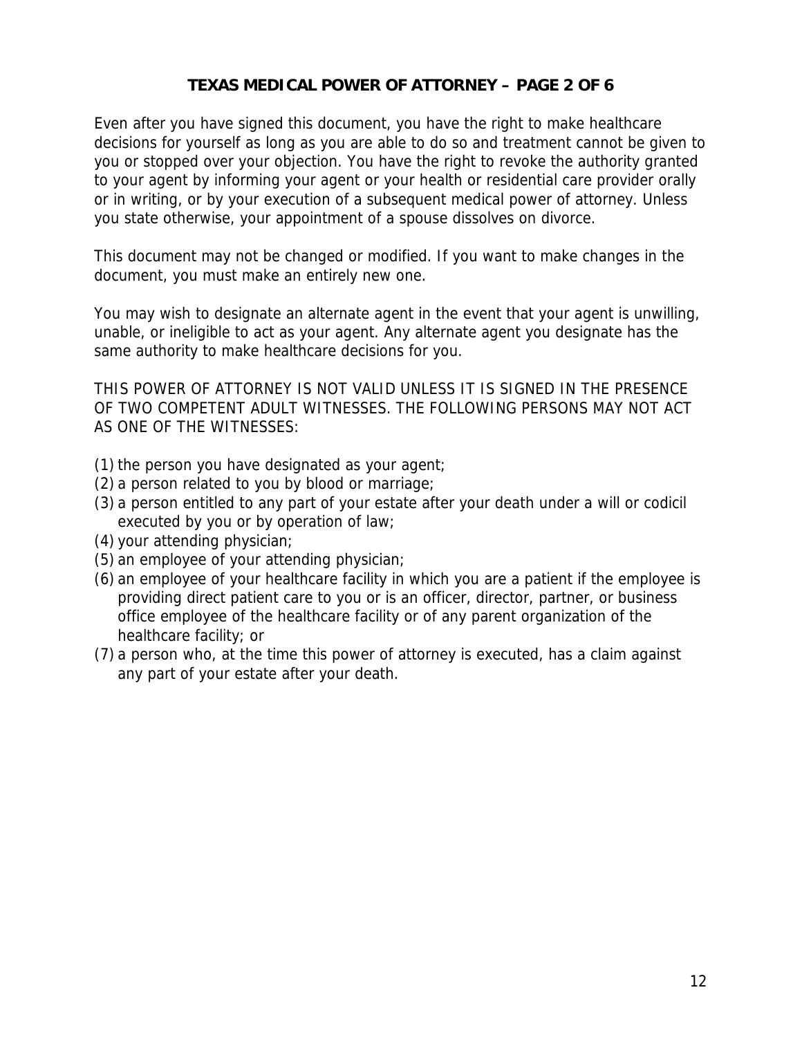## TEXAS MEDICAL POWER OF ATTORNEY – PAGE 2 OF 6

Even after you have signed this document, you have the right to make healthcare decisions for yourself as long as you are able to do so and treatment cannot be given to you or stopped over your objection. You have the right to revoke the authority granted to your agent by informing your agent or your health or residential care provider orally or in writing, or by your execution of a subsequent medical power of attorney. Unless you state otherwise, your appointment of a spouse dissolves on divorce.

This document may not be changed or modified. If you want to make changes in the document, you must make an entirely new one.

You may wish to designate an alternate agent in the event that your agent is unwilling, unable, or ineligible to act as your agent. Any alternate agent you designate has the same authority to make healthcare decisions for you.

THIS POWER OF ATTORNEY IS NOT VALID UNLESS IT IS SIGNED IN THE PRESENCE OF TWO COMPETENT ADULT WITNESSES. THE FOLLOWING PERSONS MAY NOT ACT AS ONE OF THE WITNESSES:

(1) the person you have designated as your agent;
(2) a person related to you by blood or marriage;
(3) a person entitled to any part of your estate after your death under a will or codicil executed by you or by operation of law;
(4) your attending physician;
(5) an employee of your attending physician;
(6) an employee of your healthcare facility in which you are a patient if the employee is providing direct patient care to you or is an officer, director, partner, or business office employee of the healthcare facility or of any parent organization of the healthcare facility; or
(7) a person who, at the time this power of attorney is executed, has a claim against any part of your estate after your death.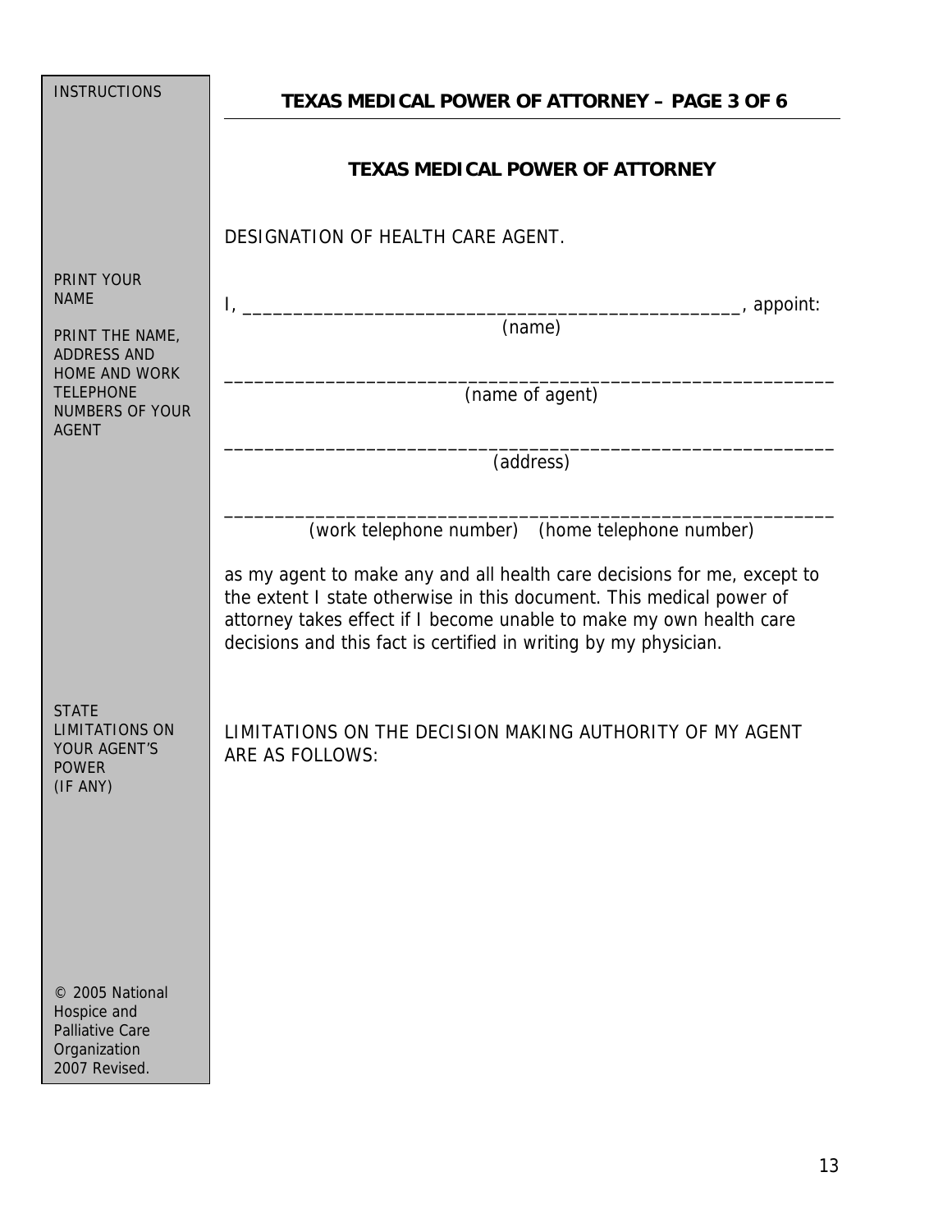INSTRUCTIONS

# TEXAS MEDICAL POWER OF ATTORNEY

DESIGNATION OF HEALTH CARE AGENT.

PRINT YOUR NAME

I, _________________________________________________, appoint:
(name)

PRINT THE NAME, ADDRESS AND HOME AND WORK TELEPHONE NUMBERS OF YOUR AGENT

_____________________________________________________________
(name of agent)

_____________________________________________________________
(address)

_____________________________________________________________
(work telephone number) (home telephone number)

as my agent to make any and all health care decisions for me, except to the extent I state otherwise in this document. This medical power of attorney takes effect if I become unable to make my own health care decisions and this fact is certified in writing by my physician.

STATE LIMITATIONS ON YOUR AGENT'S POWER (IF ANY)

LIMITATIONS ON THE DECISION MAKING AUTHORITY OF MY AGENT ARE AS FOLLOWS:

© 2005 National Hospice and Palliative Care Organization 2007 Revised.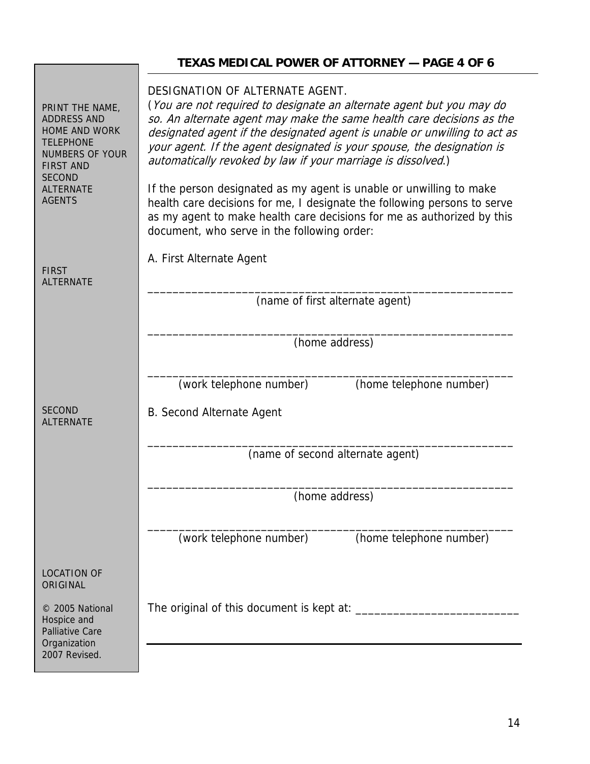## TEXAS MEDICAL POWER OF ATTORNEY — PAGE 4 OF 6

PRINT THE NAME, ADDRESS AND HOME AND WORK TELEPHONE NUMBERS OF YOUR FIRST AND SECOND ALTERNATE AGENTS

DESIGNATION OF ALTERNATE AGENT.

(*You are not required to designate an alternate agent but you may do so. An alternate agent may make the same health care decisions as the designated agent if the designated agent is unable or unwilling to act as your agent. If the agent designated is your spouse, the designation is automatically revoked by law if your marriage is dissolved.*)

If the person designated as my agent is unable or unwilling to make health care decisions for me, I designate the following persons to serve as my agent to make health care decisions for me as authorized by this document, who serve in the following order:

FIRST ALTERNATE

A. First Alternate Agent

_____________________________________________________________
(name of first alternate agent)

_____________________________________________________________
(home address)

_____________________________________________________________
(work telephone number) (home telephone number)

SECOND ALTERNATE

B. Second Alternate Agent

_____________________________________________________________
(name of second alternate agent)

_____________________________________________________________
(home address)

_____________________________________________________________
(work telephone number) (home telephone number)

LOCATION OF ORIGINAL

The original of this document is kept at: __________________________

© 2005 National Hospice and Palliative Care Organization 2007 Revised.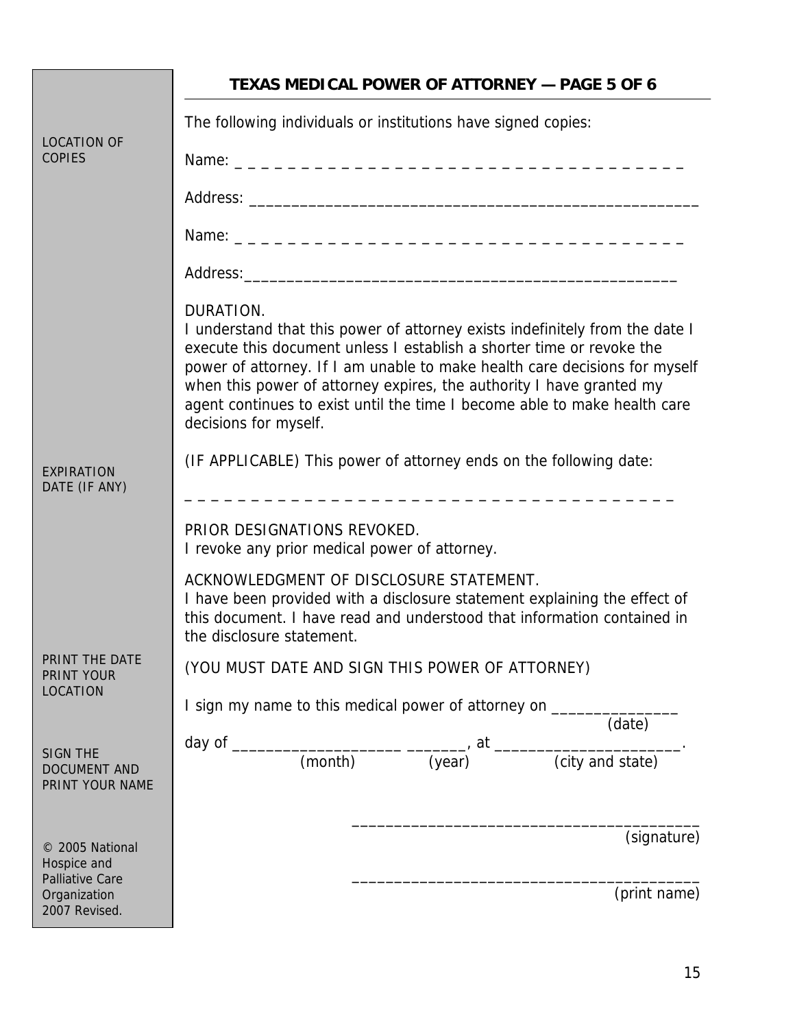## TEXAS MEDICAL POWER OF ATTORNEY — PAGE 5 OF 6

LOCATION OF COPIES

The following individuals or institutions have signed copies:

Name: _ _ _ _ _ _ _ _ _ _ _ _ _ _ _ _ _ _ _ _ _ _ _ _ _ _ _ _ _ _ _ _ _ _ _

Address: ______________________________________________________

Name: _ _ _ _ _ _ _ _ _ _ _ _ _ _ _ _ _ _ _ _ _ _ _ _ _ _ _ _ _ _ _ _ _ _ _

Address:____________________________________________________

DURATION.
I understand that this power of attorney exists indefinitely from the date I execute this document unless I establish a shorter time or revoke the power of attorney. If I am unable to make health care decisions for myself when this power of attorney expires, the authority I have granted my agent continues to exist until the time I become able to make health care decisions for myself.

EXPIRATION DATE (IF ANY)

(IF APPLICABLE) This power of attorney ends on the following date:

_ _ _ _ _ _ _ _ _ _ _ _ _ _ _ _ _ _ _ _ _ _ _ _ _ _ _ _ _ _ _ _ _ _ _ _ _ _

PRIOR DESIGNATIONS REVOKED.
I revoke any prior medical power of attorney.

ACKNOWLEDGMENT OF DISCLOSURE STATEMENT.
I have been provided with a disclosure statement explaining the effect of this document. I have read and understood that information contained in the disclosure statement.

PRINT THE DATE
PRINT YOUR LOCATION

(YOU MUST DATE AND SIGN THIS POWER OF ATTORNEY)

I sign my name to this medical power of attorney on _______________ (date)

day of ____________________ (month) _______ (year), at ______________________ (city and state).

SIGN THE DOCUMENT AND PRINT YOUR NAME

________________________________________
(signature)

________________________________________
(print name)

© 2005 National Hospice and Palliative Care Organization
2007 Revised.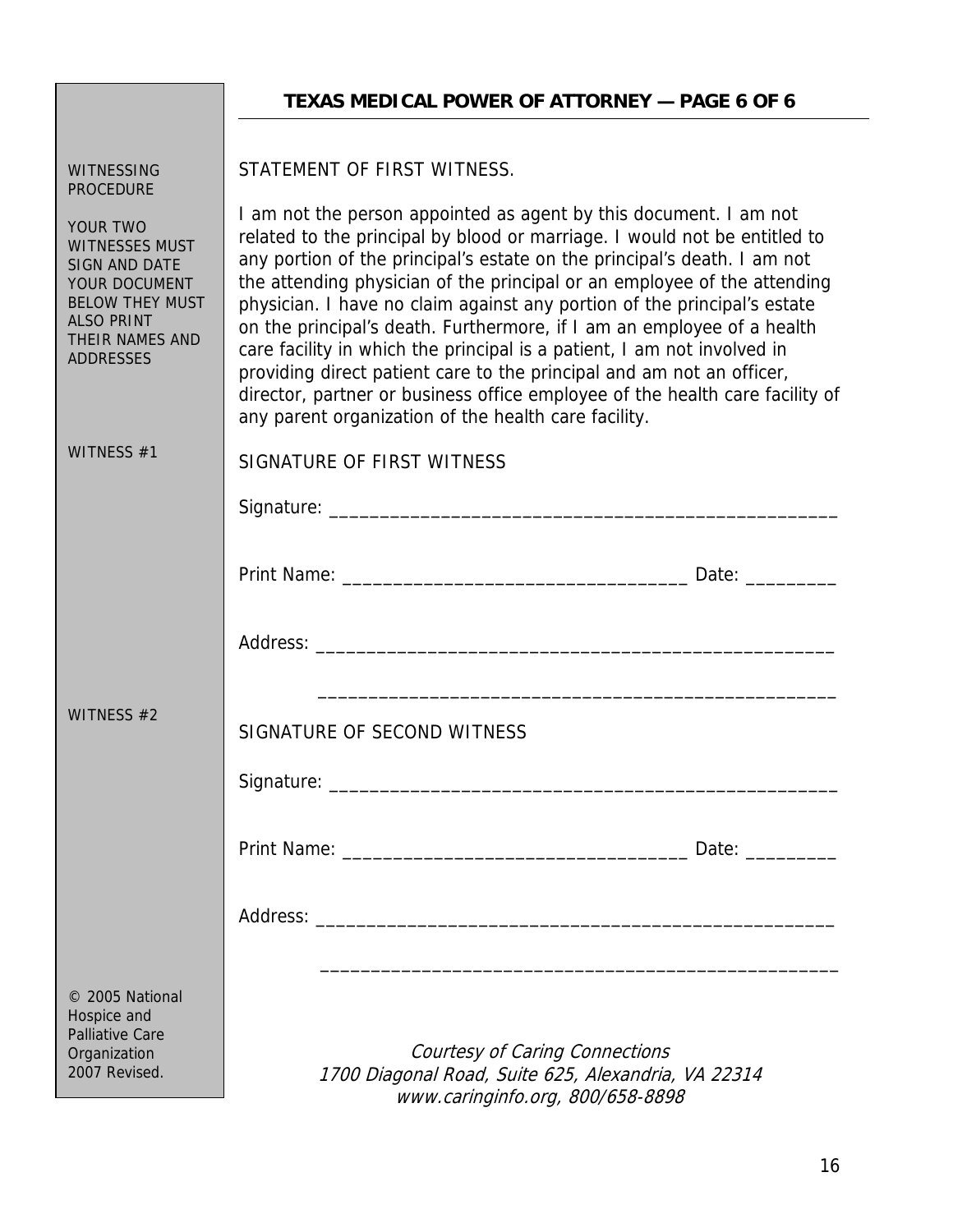## TEXAS MEDICAL POWER OF ATTORNEY — PAGE 6 OF 6

WITNESSING PROCEDURE

YOUR TWO WITNESSES MUST SIGN AND DATE YOUR DOCUMENT BELOW THEY MUST ALSO PRINT THEIR NAMES AND ADDRESSES

STATEMENT OF FIRST WITNESS.

I am not the person appointed as agent by this document. I am not related to the principal by blood or marriage. I would not be entitled to any portion of the principal's estate on the principal's death. I am not the attending physician of the principal or an employee of the attending physician. I have no claim against any portion of the principal's estate on the principal's death. Furthermore, if I am an employee of a health care facility in which the principal is a patient, I am not involved in providing direct patient care to the principal and am not an officer, director, partner or business office employee of the health care facility of any parent organization of the health care facility.

WITNESS #1

SIGNATURE OF FIRST WITNESS

Signature: ___________________________________________________

Print Name: __________________________________ Date: _________

Address: _____________________________________________________

_____________________________________________________

WITNESS #2

SIGNATURE OF SECOND WITNESS

Signature: ___________________________________________________

Print Name: __________________________________ Date: _________

Address: _____________________________________________________

_____________________________________________________

© 2005 National Hospice and Palliative Care Organization 2007 Revised.

*Courtesy of Caring Connections*
*1700 Diagonal Road, Suite 625, Alexandria, VA 22314*
*www.caringinfo.org, 800/658-8898*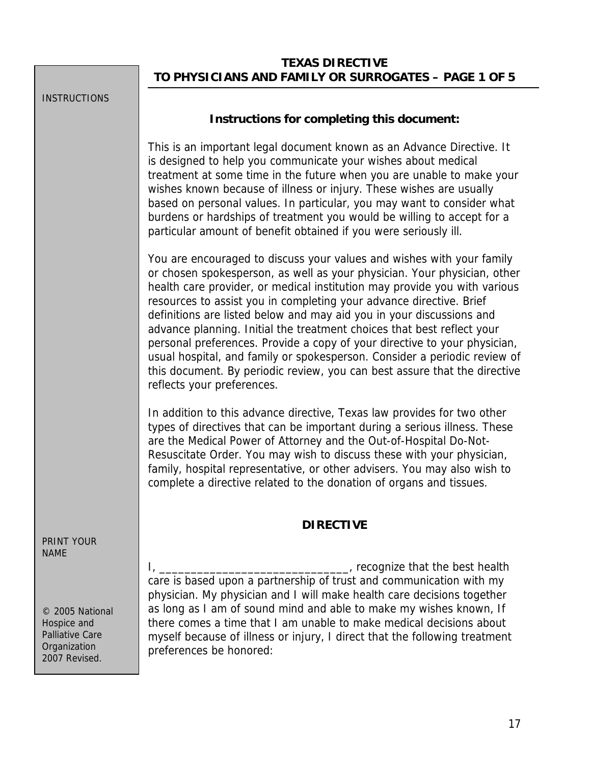# TEXAS DIRECTIVE TO PHYSICIANS AND FAMILY OR SURROGATES – PAGE 1 OF 5

INSTRUCTIONS

## Instructions for completing this document:

This is an important legal document known as an Advance Directive. It is designed to help you communicate your wishes about medical treatment at some time in the future when you are unable to make your wishes known because of illness or injury. These wishes are usually based on personal values. In particular, you may want to consider what burdens or hardships of treatment you would be willing to accept for a particular amount of benefit obtained if you were seriously ill.

You are encouraged to discuss your values and wishes with your family or chosen spokesperson, as well as your physician. Your physician, other health care provider, or medical institution may provide you with various resources to assist you in completing your advance directive. Brief definitions are listed below and may aid you in your discussions and advance planning. Initial the treatment choices that best reflect your personal preferences. Provide a copy of your directive to your physician, usual hospital, and family or spokesperson. Consider a periodic review of this document. By periodic review, you can best assure that the directive reflects your preferences.

In addition to this advance directive, Texas law provides for two other types of directives that can be important during a serious illness. These are the Medical Power of Attorney and the Out-of-Hospital Do-Not-Resuscitate Order. You may wish to discuss these with your physician, family, hospital representative, or other advisers. You may also wish to complete a directive related to the donation of organs and tissues.

## DIRECTIVE

PRINT YOUR NAME

I, ______________________________, recognize that the best health care is based upon a partnership of trust and communication with my physician. My physician and I will make health care decisions together as long as I am of sound mind and able to make my wishes known, If there comes a time that I am unable to make medical decisions about myself because of illness or injury, I direct that the following treatment preferences be honored:

© 2005 National Hospice and Palliative Care Organization 2007 Revised.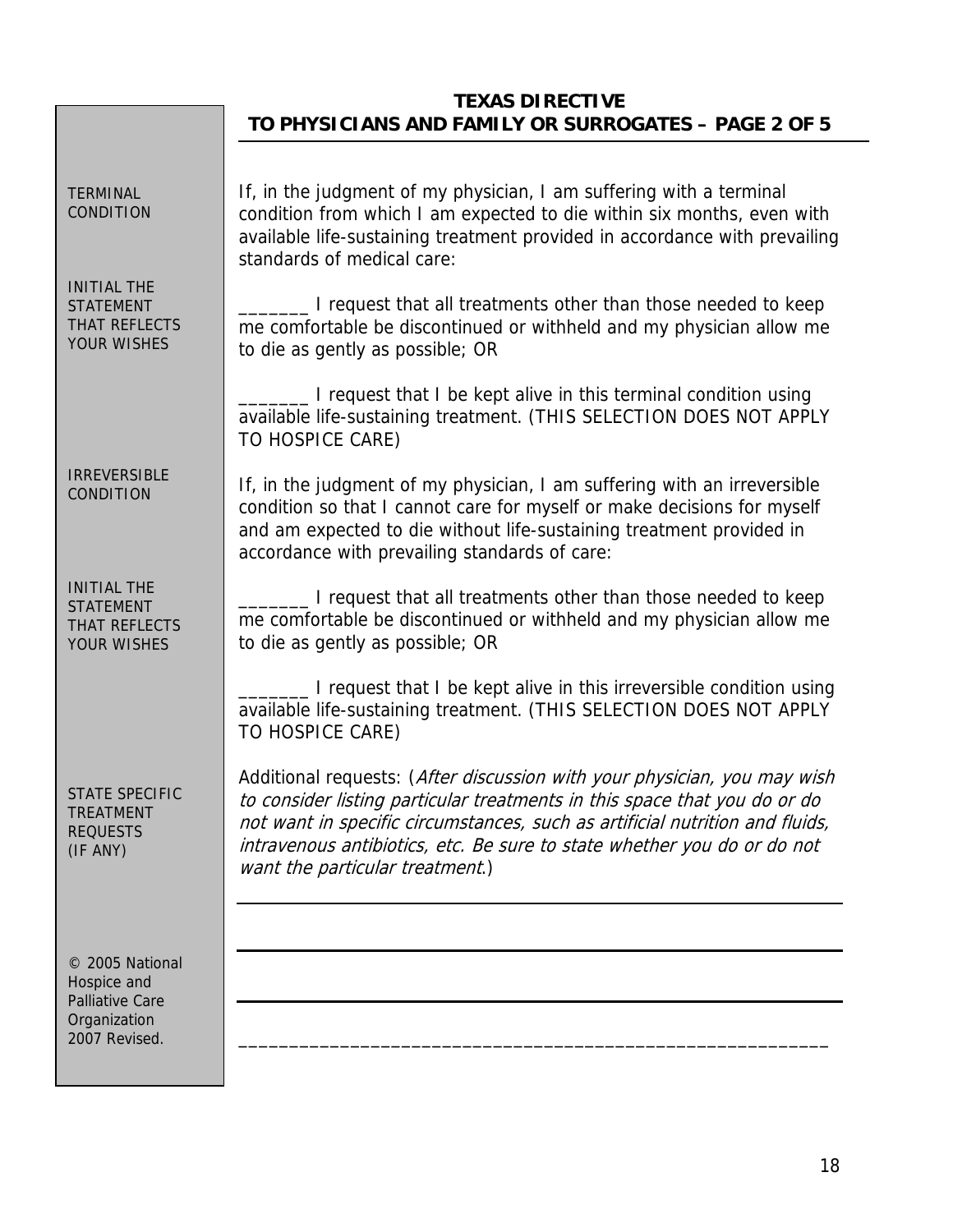## TEXAS DIRECTIVE TO PHYSICIANS AND FAMILY OR SURROGATES – PAGE 2 OF 5

TERMINAL CONDITION

If, in the judgment of my physician, I am suffering with a terminal condition from which I am expected to die within six months, even with available life-sustaining treatment provided in accordance with prevailing standards of medical care:

INITIAL THE STATEMENT THAT REFLECTS YOUR WISHES

_______ I request that all treatments other than those needed to keep me comfortable be discontinued or withheld and my physician allow me to die as gently as possible; OR

_______ I request that I be kept alive in this terminal condition using available life-sustaining treatment. (THIS SELECTION DOES NOT APPLY TO HOSPICE CARE)

IRREVERSIBLE CONDITION

If, in the judgment of my physician, I am suffering with an irreversible condition so that I cannot care for myself or make decisions for myself and am expected to die without life-sustaining treatment provided in accordance with prevailing standards of care:

INITIAL THE STATEMENT THAT REFLECTS YOUR WISHES

_______ I request that all treatments other than those needed to keep me comfortable be discontinued or withheld and my physician allow me to die as gently as possible; OR

_______ I request that I be kept alive in this irreversible condition using available life-sustaining treatment. (THIS SELECTION DOES NOT APPLY TO HOSPICE CARE)

STATE SPECIFIC TREATMENT REQUESTS (IF ANY)

Additional requests: (*After discussion with your physician, you may wish to consider listing particular treatments in this space that you do or do not want in specific circumstances, such as artificial nutrition and fluids, intravenous antibiotics, etc. Be sure to state whether you do or do not want the particular treatment.*)

___________________________________________________________

___________________________________________________________

___________________________________________________________

___________________________________________________________

© 2005 National Hospice and Palliative Care Organization 2007 Revised.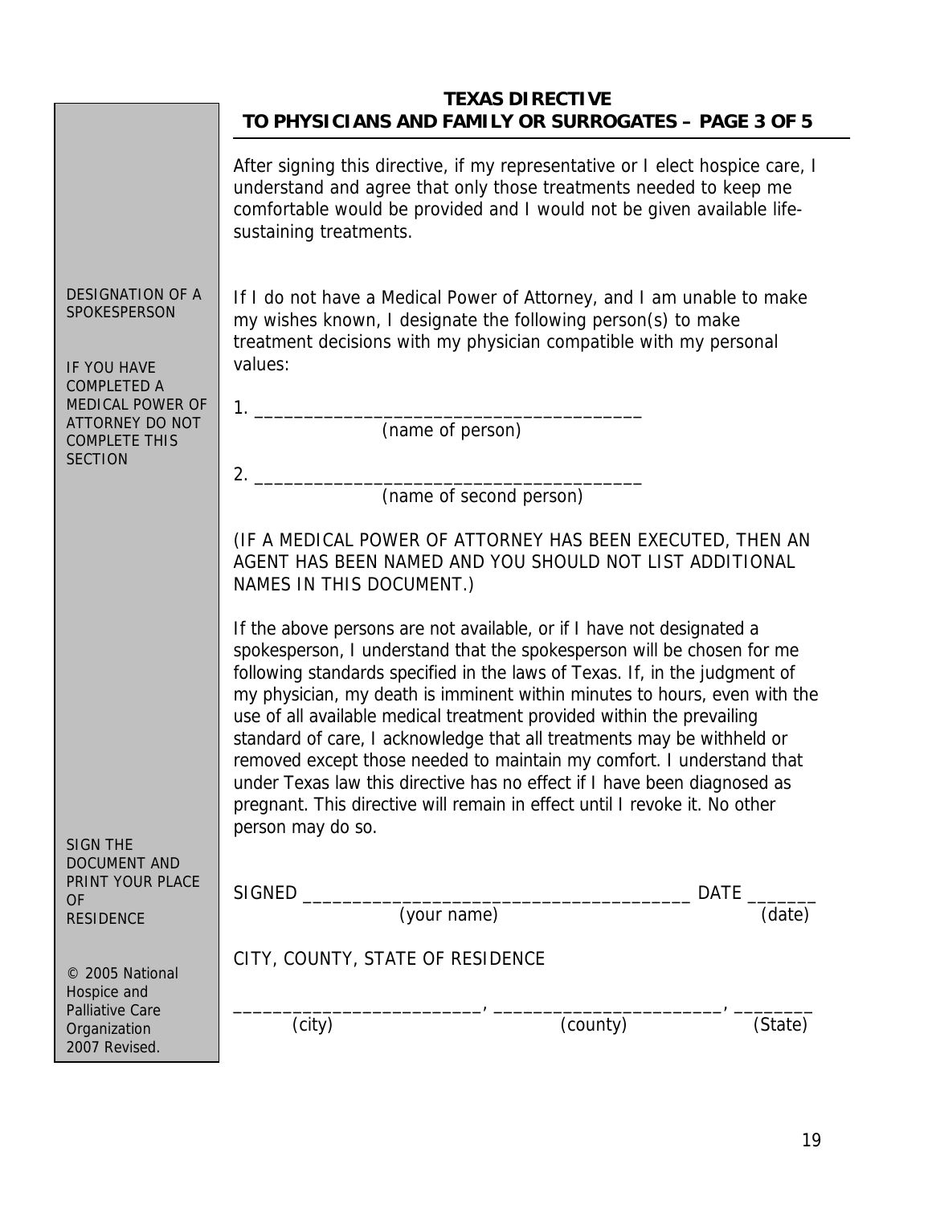## TEXAS DIRECTIVE TO PHYSICIANS AND FAMILY OR SURROGATES – PAGE 3 OF 5

After signing this directive, if my representative or I elect hospice care, I understand and agree that only those treatments needed to keep me comfortable would be provided and I would not be given available life-sustaining treatments.

DESIGNATION OF A SPOKESPERSON

IF YOU HAVE COMPLETED A MEDICAL POWER OF ATTORNEY DO NOT COMPLETE THIS SECTION

If I do not have a Medical Power of Attorney, and I am unable to make my wishes known, I designate the following person(s) to make treatment decisions with my physician compatible with my personal values:

1. ______________________________________
(name of person)

2. ______________________________________
(name of second person)

(IF A MEDICAL POWER OF ATTORNEY HAS BEEN EXECUTED, THEN AN AGENT HAS BEEN NAMED AND YOU SHOULD NOT LIST ADDITIONAL NAMES IN THIS DOCUMENT.)

If the above persons are not available, or if I have not designated a spokesperson, I understand that the spokesperson will be chosen for me following standards specified in the laws of Texas. If, in the judgment of my physician, my death is imminent within minutes to hours, even with the use of all available medical treatment provided within the prevailing standard of care, I acknowledge that all treatments may be withheld or removed except those needed to maintain my comfort. I understand that under Texas law this directive has no effect if I have been diagnosed as pregnant. This directive will remain in effect until I revoke it. No other person may do so.

SIGN THE DOCUMENT AND PRINT YOUR PLACE OF RESIDENCE

SIGNED ______________________________________ DATE _______
(your name) (date)

CITY, COUNTY, STATE OF RESIDENCE

_________________________, _______________________, ________
(city) (county) (State)

© 2005 National Hospice and Palliative Care Organization 2007 Revised.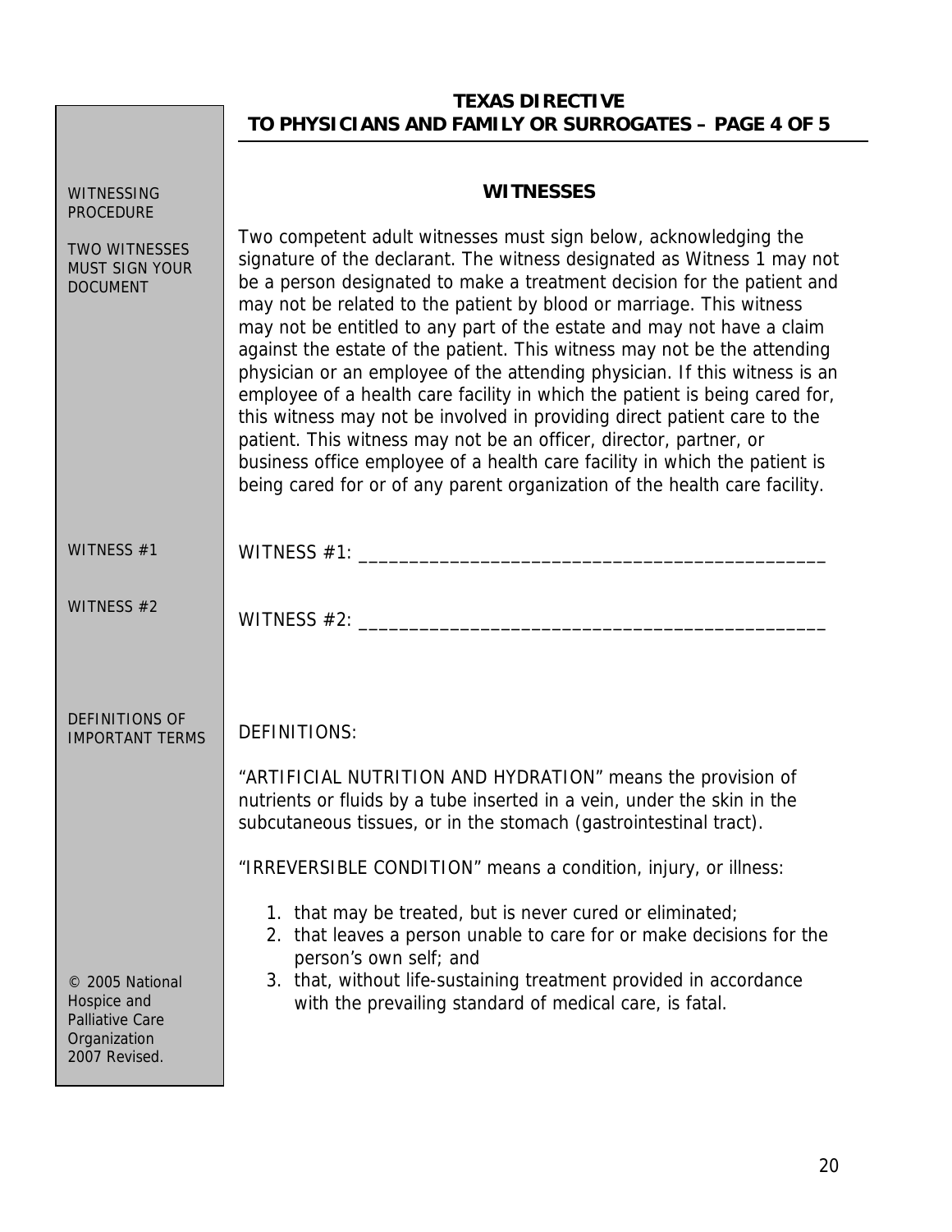## TEXAS DIRECTIVE TO PHYSICIANS AND FAMILY OR SURROGATES – PAGE 4 OF 5

WITNESSING PROCEDURE

TWO WITNESSES MUST SIGN YOUR DOCUMENT

### WITNESSES

Two competent adult witnesses must sign below, acknowledging the signature of the declarant. The witness designated as Witness 1 may not be a person designated to make a treatment decision for the patient and may not be related to the patient by blood or marriage. This witness may not be entitled to any part of the estate and may not have a claim against the estate of the patient. This witness may not be the attending physician or an employee of the attending physician. If this witness is an employee of a health care facility in which the patient is being cared for, this witness may not be involved in providing direct patient care to the patient. This witness may not be an officer, director, partner, or business office employee of a health care facility in which the patient is being cared for or of any parent organization of the health care facility.

WITNESS #1

WITNESS #1: _______________________________________________

WITNESS #2

WITNESS #2: _______________________________________________

DEFINITIONS OF IMPORTANT TERMS

DEFINITIONS:

"ARTIFICIAL NUTRITION AND HYDRATION" means the provision of nutrients or fluids by a tube inserted in a vein, under the skin in the subcutaneous tissues, or in the stomach (gastrointestinal tract).

"IRREVERSIBLE CONDITION" means a condition, injury, or illness:

1. that may be treated, but is never cured or eliminated;
2. that leaves a person unable to care for or make decisions for the person's own self; and
3. that, without life-sustaining treatment provided in accordance with the prevailing standard of medical care, is fatal.

© 2005 National Hospice and Palliative Care Organization 2007 Revised.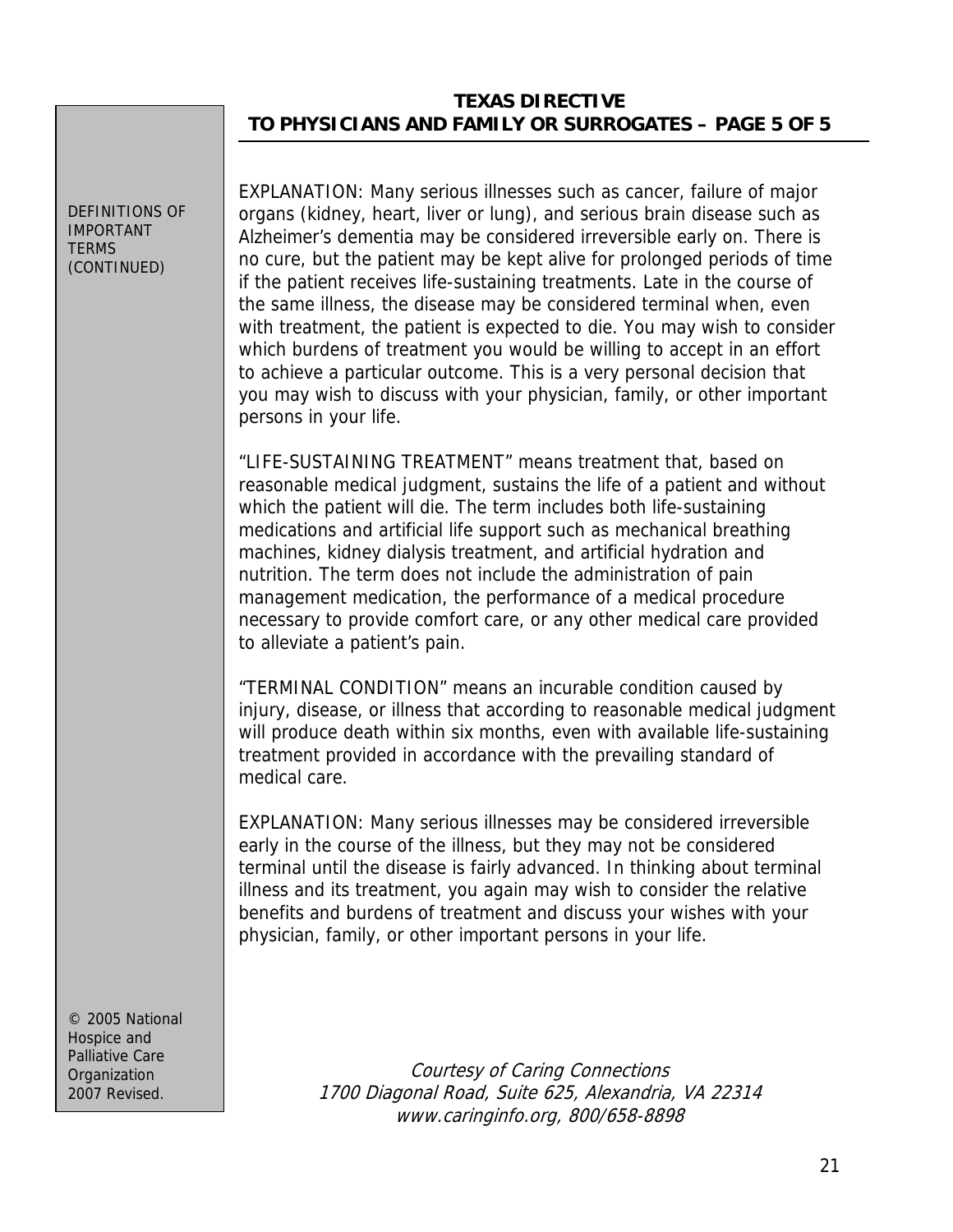## TEXAS DIRECTIVE TO PHYSICIANS AND FAMILY OR SURROGATES – PAGE 5 OF 5

DEFINITIONS OF IMPORTANT TERMS (CONTINUED)

EXPLANATION: Many serious illnesses such as cancer, failure of major organs (kidney, heart, liver or lung), and serious brain disease such as Alzheimer's dementia may be considered irreversible early on. There is no cure, but the patient may be kept alive for prolonged periods of time if the patient receives life-sustaining treatments. Late in the course of the same illness, the disease may be considered terminal when, even with treatment, the patient is expected to die. You may wish to consider which burdens of treatment you would be willing to accept in an effort to achieve a particular outcome. This is a very personal decision that you may wish to discuss with your physician, family, or other important persons in your life.

"LIFE-SUSTAINING TREATMENT" means treatment that, based on reasonable medical judgment, sustains the life of a patient and without which the patient will die. The term includes both life-sustaining medications and artificial life support such as mechanical breathing machines, kidney dialysis treatment, and artificial hydration and nutrition. The term does not include the administration of pain management medication, the performance of a medical procedure necessary to provide comfort care, or any other medical care provided to alleviate a patient's pain.

"TERMINAL CONDITION" means an incurable condition caused by injury, disease, or illness that according to reasonable medical judgment will produce death within six months, even with available life-sustaining treatment provided in accordance with the prevailing standard of medical care.

EXPLANATION: Many serious illnesses may be considered irreversible early in the course of the illness, but they may not be considered terminal until the disease is fairly advanced. In thinking about terminal illness and its treatment, you again may wish to consider the relative benefits and burdens of treatment and discuss your wishes with your physician, family, or other important persons in your life.

© 2005 National Hospice and Palliative Care Organization 2007 Revised.

*Courtesy of Caring Connections*
*1700 Diagonal Road, Suite 625, Alexandria, VA 22314*
*www.caringinfo.org, 800/658-8898*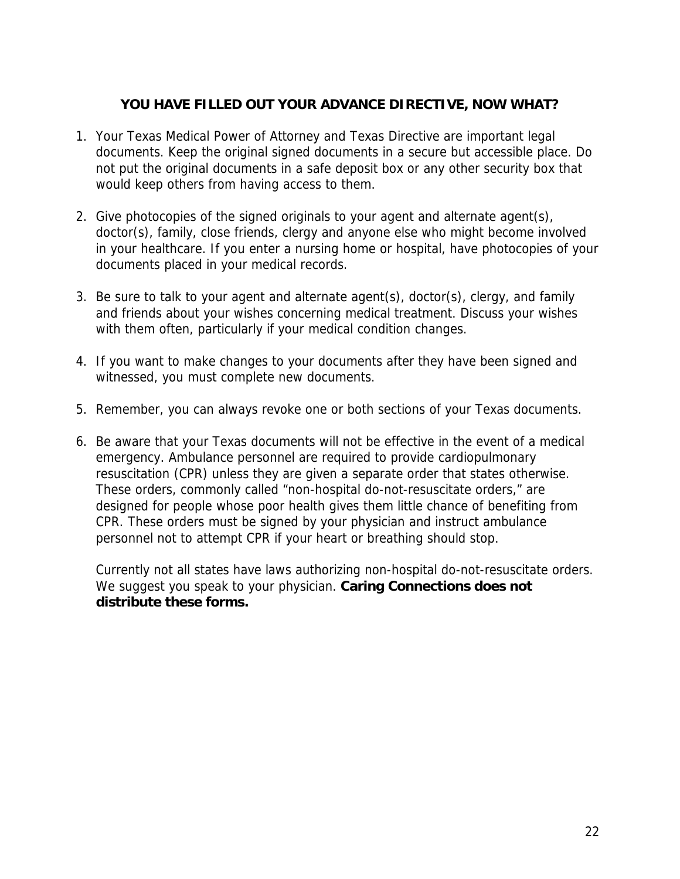## YOU HAVE FILLED OUT YOUR ADVANCE DIRECTIVE, NOW WHAT?

1. Your Texas Medical Power of Attorney and Texas Directive are important legal documents. Keep the original signed documents in a secure but accessible place. Do not put the original documents in a safe deposit box or any other security box that would keep others from having access to them.

2. Give photocopies of the signed originals to your agent and alternate agent(s), doctor(s), family, close friends, clergy and anyone else who might become involved in your healthcare. If you enter a nursing home or hospital, have photocopies of your documents placed in your medical records.

3. Be sure to talk to your agent and alternate agent(s), doctor(s), clergy, and family and friends about your wishes concerning medical treatment. Discuss your wishes with them often, particularly if your medical condition changes.

4. If you want to make changes to your documents after they have been signed and witnessed, you must complete new documents.

5. Remember, you can always revoke one or both sections of your Texas documents.

6. Be aware that your Texas documents will not be effective in the event of a medical emergency. Ambulance personnel are required to provide cardiopulmonary resuscitation (CPR) unless they are given a separate order that states otherwise. These orders, commonly called "non-hospital do-not-resuscitate orders," are designed for people whose poor health gives them little chance of benefiting from CPR. These orders must be signed by your physician and instruct ambulance personnel not to attempt CPR if your heart or breathing should stop.

   Currently not all states have laws authorizing non-hospital do-not-resuscitate orders. We suggest you speak to your physician. **Caring Connections does not distribute these forms.**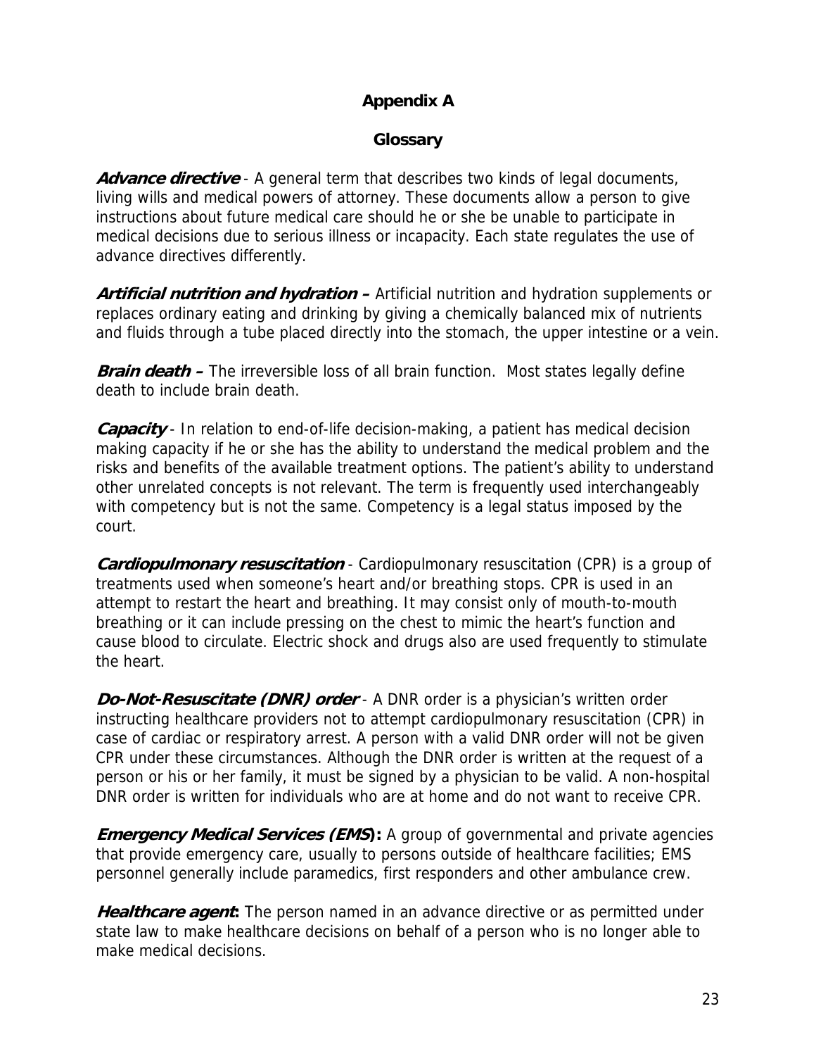# Appendix A

## Glossary

***Advance directive*** - A general term that describes two kinds of legal documents, living wills and medical powers of attorney. These documents allow a person to give instructions about future medical care should he or she be unable to participate in medical decisions due to serious illness or incapacity. Each state regulates the use of advance directives differently.

***Artificial nutrition and hydration*** **–** Artificial nutrition and hydration supplements or replaces ordinary eating and drinking by giving a chemically balanced mix of nutrients and fluids through a tube placed directly into the stomach, the upper intestine or a vein.

***Brain death*** **–** The irreversible loss of all brain function. Most states legally define death to include brain death.

***Capacity*** - In relation to end-of-life decision-making, a patient has medical decision making capacity if he or she has the ability to understand the medical problem and the risks and benefits of the available treatment options. The patient's ability to understand other unrelated concepts is not relevant. The term is frequently used interchangeably with competency but is not the same. Competency is a legal status imposed by the court.

***Cardiopulmonary resuscitation*** - Cardiopulmonary resuscitation (CPR) is a group of treatments used when someone's heart and/or breathing stops. CPR is used in an attempt to restart the heart and breathing. It may consist only of mouth-to-mouth breathing or it can include pressing on the chest to mimic the heart's function and cause blood to circulate. Electric shock and drugs also are used frequently to stimulate the heart.

***Do-Not-Resuscitate (DNR) order*** - A DNR order is a physician's written order instructing healthcare providers not to attempt cardiopulmonary resuscitation (CPR) in case of cardiac or respiratory arrest. A person with a valid DNR order will not be given CPR under these circumstances. Although the DNR order is written at the request of a person or his or her family, it must be signed by a physician to be valid. A non-hospital DNR order is written for individuals who are at home and do not want to receive CPR.

***Emergency Medical Services (EMS)*****:** A group of governmental and private agencies that provide emergency care, usually to persons outside of healthcare facilities; EMS personnel generally include paramedics, first responders and other ambulance crew.

***Healthcare agent*****:** The person named in an advance directive or as permitted under state law to make healthcare decisions on behalf of a person who is no longer able to make medical decisions.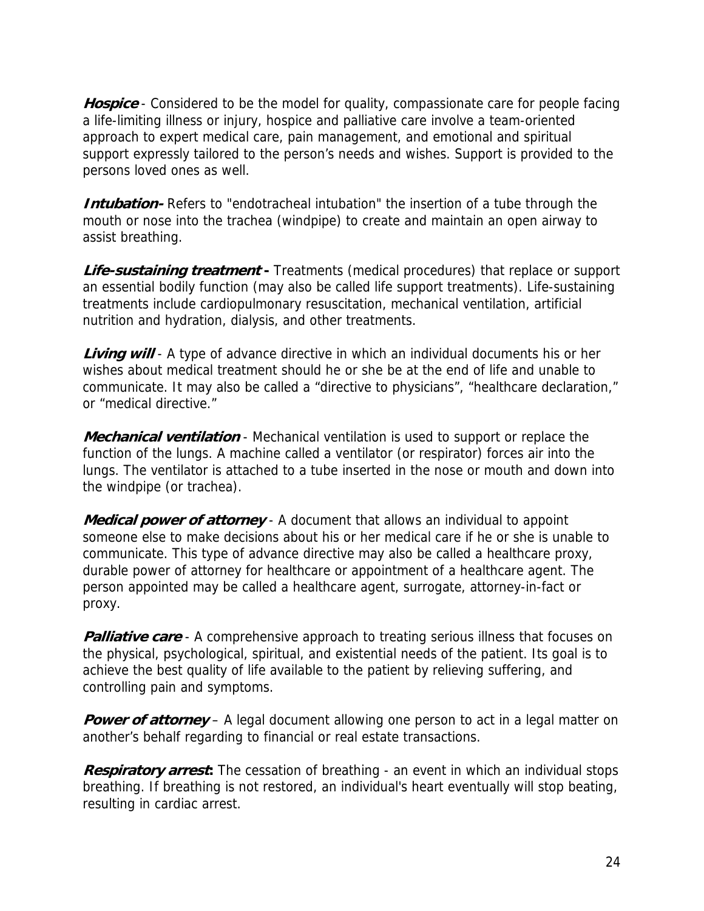***Hospice*** - Considered to be the model for quality, compassionate care for people facing a life-limiting illness or injury, hospice and palliative care involve a team-oriented approach to expert medical care, pain management, and emotional and spiritual support expressly tailored to the person's needs and wishes. Support is provided to the persons loved ones as well.

***Intubation-*** Refers to "endotracheal intubation" the insertion of a tube through the mouth or nose into the trachea (windpipe) to create and maintain an open airway to assist breathing.

***Life-sustaining treatment -*** Treatments (medical procedures) that replace or support an essential bodily function (may also be called life support treatments). Life-sustaining treatments include cardiopulmonary resuscitation, mechanical ventilation, artificial nutrition and hydration, dialysis, and other treatments.

***Living will*** - A type of advance directive in which an individual documents his or her wishes about medical treatment should he or she be at the end of life and unable to communicate. It may also be called a "directive to physicians", "healthcare declaration," or "medical directive."

***Mechanical ventilation*** - Mechanical ventilation is used to support or replace the function of the lungs. A machine called a ventilator (or respirator) forces air into the lungs. The ventilator is attached to a tube inserted in the nose or mouth and down into the windpipe (or trachea).

***Medical power of attorney*** - A document that allows an individual to appoint someone else to make decisions about his or her medical care if he or she is unable to communicate. This type of advance directive may also be called a healthcare proxy, durable power of attorney for healthcare or appointment of a healthcare agent. The person appointed may be called a healthcare agent, surrogate, attorney-in-fact or proxy.

***Palliative care*** - A comprehensive approach to treating serious illness that focuses on the physical, psychological, spiritual, and existential needs of the patient. Its goal is to achieve the best quality of life available to the patient by relieving suffering, and controlling pain and symptoms.

***Power of attorney*** – A legal document allowing one person to act in a legal matter on another's behalf regarding to financial or real estate transactions.

***Respiratory arrest:*** The cessation of breathing - an event in which an individual stops breathing. If breathing is not restored, an individual's heart eventually will stop beating, resulting in cardiac arrest.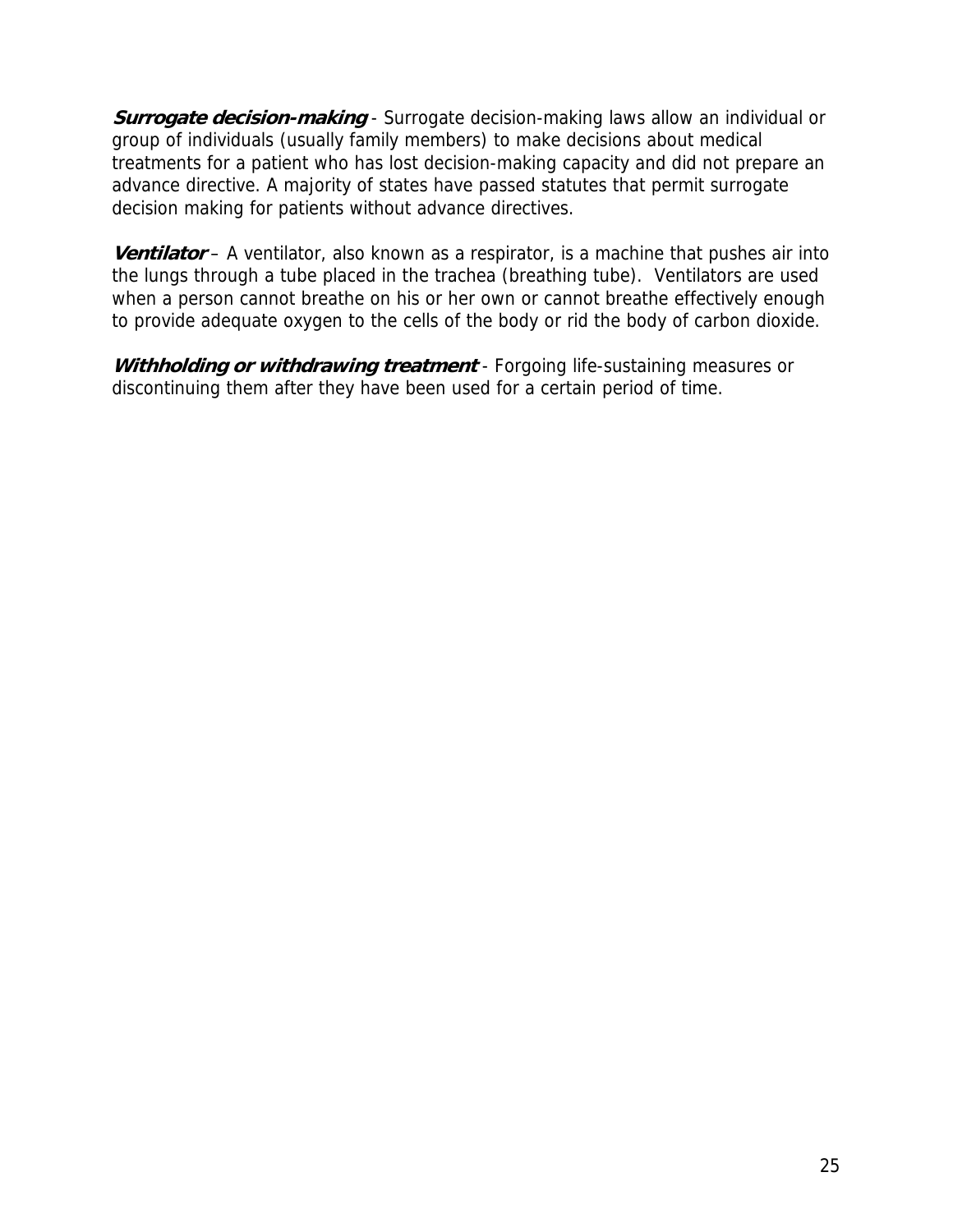***Surrogate decision-making*** - Surrogate decision-making laws allow an individual or group of individuals (usually family members) to make decisions about medical treatments for a patient who has lost decision-making capacity and did not prepare an advance directive. A majority of states have passed statutes that permit surrogate decision making for patients without advance directives.

***Ventilator*** – A ventilator, also known as a respirator, is a machine that pushes air into the lungs through a tube placed in the trachea (breathing tube). Ventilators are used when a person cannot breathe on his or her own or cannot breathe effectively enough to provide adequate oxygen to the cells of the body or rid the body of carbon dioxide.

***Withholding or withdrawing treatment*** - Forgoing life-sustaining measures or discontinuing them after they have been used for a certain period of time.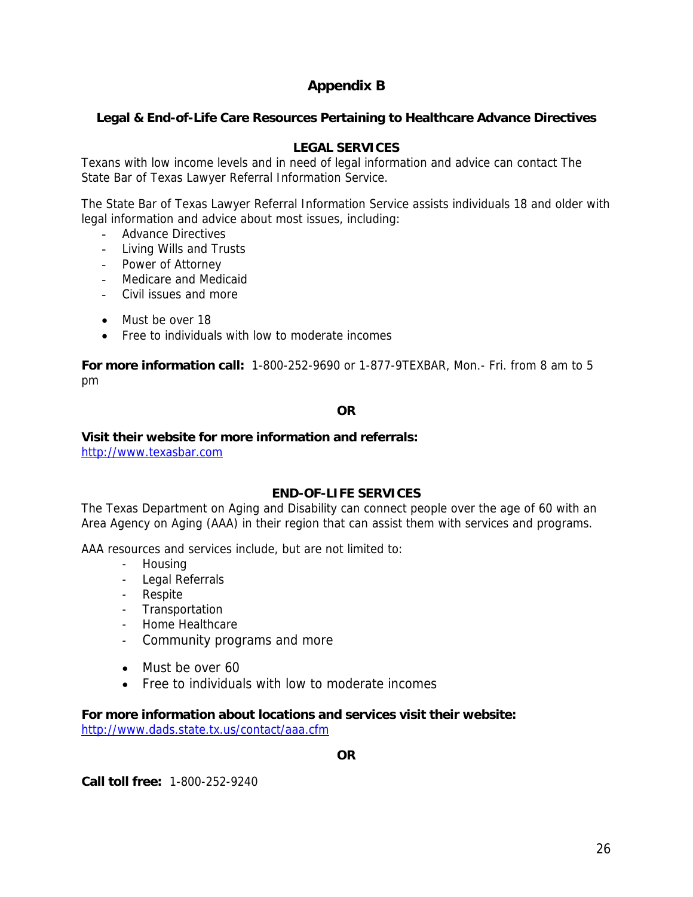# Appendix B

## Legal & End-of-Life Care Resources Pertaining to Healthcare Advance Directives

### LEGAL SERVICES

Texans with low income levels and in need of legal information and advice can contact The State Bar of Texas Lawyer Referral Information Service.

The State Bar of Texas Lawyer Referral Information Service assists individuals 18 and older with legal information and advice about most issues, including:

- Advance Directives
- Living Wills and Trusts
- Power of Attorney
- Medicare and Medicaid
- Civil issues and more

- Must be over 18
- Free to individuals with low to moderate incomes

**For more information call:** 1-800-252-9690 or 1-877-9TEXBAR, Mon.- Fri. from 8 am to 5 pm

**OR**

**Visit their website for more information and referrals:**
http://www.texasbar.com

### END-OF-LIFE SERVICES

The Texas Department on Aging and Disability can connect people over the age of 60 with an Area Agency on Aging (AAA) in their region that can assist them with services and programs.

AAA resources and services include, but are not limited to:

- Housing
- Legal Referrals
- Respite
- Transportation
- Home Healthcare
- Community programs and more

- Must be over 60
- Free to individuals with low to moderate incomes

**For more information about locations and services visit their website:**
http://www.dads.state.tx.us/contact/aaa.cfm

**OR**

**Call toll free:** 1-800-252-9240